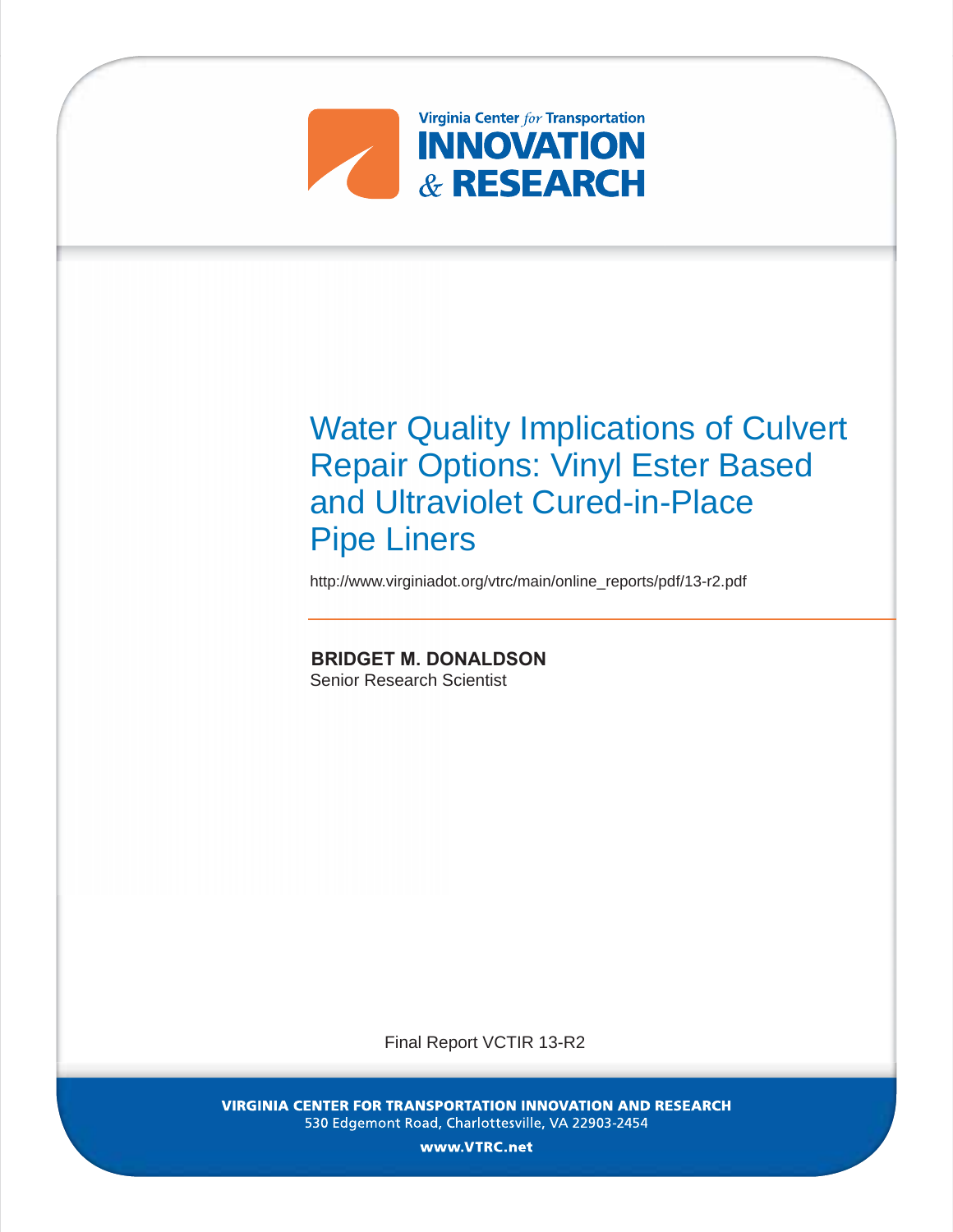Virginia Center *for* Transportation

**INNOVATION**

*&* **RESEARCH**

# Water Quality Implications of Culvert Repair Options: Vinyl Ester Based and Ultraviolet Cured-in-Place Pipe Liners

http://www.virginiadot.org/vtrc/main/online_reports/pdf/13-r2.pdf

**BRIDGET M. DONALDSON**
Senior Research Scientist

Final Report VCTIR 13-R2

**VIRGINIA CENTER FOR TRANSPORTATION INNOVATION AND RESEARCH**
530 Edgemont Road, Charlottesville, VA 22903-2454

**www.VTRC.net**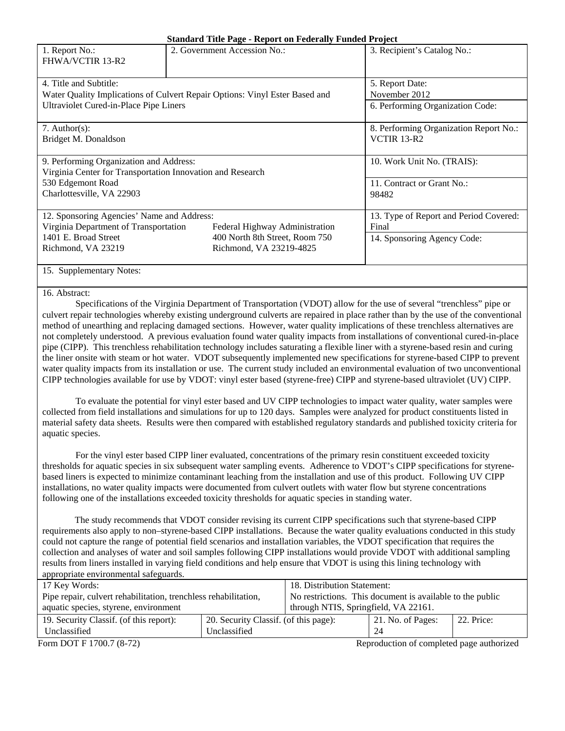**Standard Title Page - Report on Federally Funded Project**

| 1. Report No.: FHWA/VCTIR 13-R2 | 2. Government Accession No.: | 3. Recipient's Catalog No.: |
|---|---|---|
| 4. Title and Subtitle: Water Quality Implications of Culvert Repair Options: Vinyl Ester Based and Ultraviolet Cured-in-Place Pipe Liners | | 5. Report Date: November 2012 |
| | | 6. Performing Organization Code: |
| 7. Author(s): Bridget M. Donaldson | | 8. Performing Organization Report No.: VCTIR 13-R2 |
| 9. Performing Organization and Address: Virginia Center for Transportation Innovation and Research 530 Edgemont Road Charlottesville, VA 22903 | | 10. Work Unit No. (TRAIS): |
| | | 11. Contract or Grant No.: 98482 |
| 12. Sponsoring Agencies' Name and Address: Virginia Department of Transportation 1401 E. Broad Street Richmond, VA 23219 | Federal Highway Administration 400 North 8th Street, Room 750 Richmond, VA 23219-4825 | 13. Type of Report and Period Covered: Final |
| | | 14. Sponsoring Agency Code: |
| 15. Supplementary Notes: | | |

16. Abstract:

Specifications of the Virginia Department of Transportation (VDOT) allow for the use of several "trenchless" pipe or culvert repair technologies whereby existing underground culverts are repaired in place rather than by the use of the conventional method of unearthing and replacing damaged sections. However, water quality implications of these trenchless alternatives are not completely understood. A previous evaluation found water quality impacts from installations of conventional cured-in-place pipe (CIPP). This trenchless rehabilitation technology includes saturating a flexible liner with a styrene-based resin and curing the liner onsite with steam or hot water. VDOT subsequently implemented new specifications for styrene-based CIPP to prevent water quality impacts from its installation or use. The current study included an environmental evaluation of two unconventional CIPP technologies available for use by VDOT: vinyl ester based (styrene-free) CIPP and styrene-based ultraviolet (UV) CIPP.

To evaluate the potential for vinyl ester based and UV CIPP technologies to impact water quality, water samples were collected from field installations and simulations for up to 120 days. Samples were analyzed for product constituents listed in material safety data sheets. Results were then compared with established regulatory standards and published toxicity criteria for aquatic species.

For the vinyl ester based CIPP liner evaluated, concentrations of the primary resin constituent exceeded toxicity thresholds for aquatic species in six subsequent water sampling events. Adherence to VDOT's CIPP specifications for styrene-based liners is expected to minimize contaminant leaching from the installation and use of this product. Following UV CIPP installations, no water quality impacts were documented from culvert outlets with water flow but styrene concentrations following one of the installations exceeded toxicity thresholds for aquatic species in standing water.

The study recommends that VDOT consider revising its current CIPP specifications such that styrene-based CIPP requirements also apply to non–styrene-based CIPP installations. Because the water quality evaluations conducted in this study could not capture the range of potential field scenarios and installation variables, the VDOT specification that requires the collection and analyses of water and soil samples following CIPP installations would provide VDOT with additional sampling results from liners installed in varying field conditions and help ensure that VDOT is using this lining technology with appropriate environmental safeguards.

| 17 Key Words: Pipe repair, culvert rehabilitation, trenchless rehabilitation, aquatic species, styrene, environment | | 18. Distribution Statement: No restrictions. This document is available to the public through NTIS, Springfield, VA 22161. | |
|---|---|---|---|
| 19. Security Classif. (of this report): Unclassified | 20. Security Classif. (of this page): Unclassified | 21. No. of Pages: 24 | 22. Price: |

Form DOT F 1700.7 (8-72) Reproduction of completed page authorized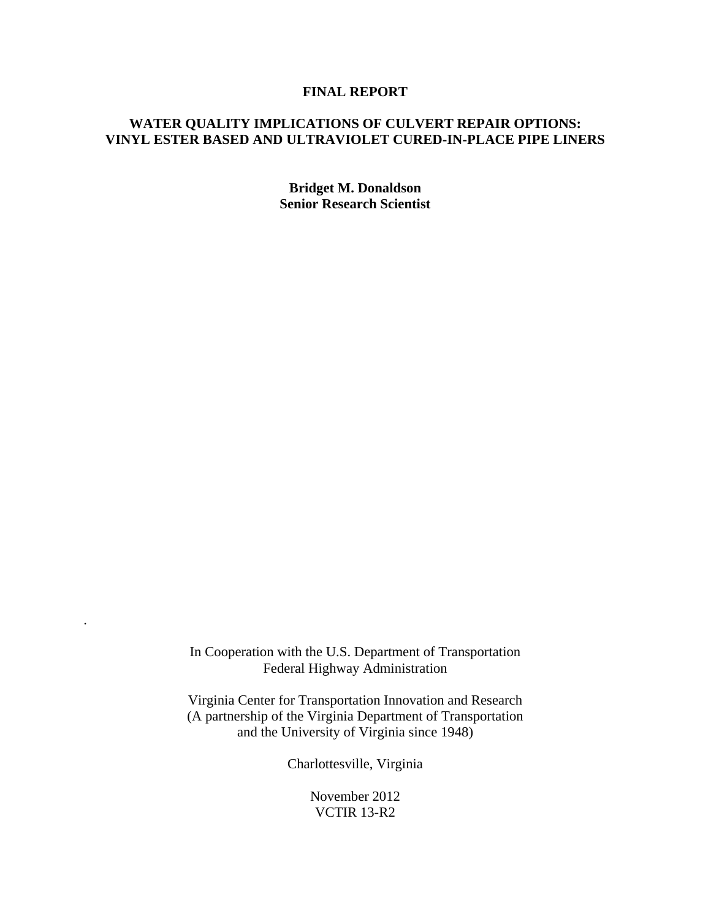**FINAL REPORT**

# WATER QUALITY IMPLICATIONS OF CULVERT REPAIR OPTIONS: VINYL ESTER BASED AND ULTRAVIOLET CURED-IN-PLACE PIPE LINERS

**Bridget M. Donaldson**
**Senior Research Scientist**

In Cooperation with the U.S. Department of Transportation
Federal Highway Administration

Virginia Center for Transportation Innovation and Research
(A partnership of the Virginia Department of Transportation
and the University of Virginia since 1948)

Charlottesville, Virginia

November 2012
VCTIR 13-R2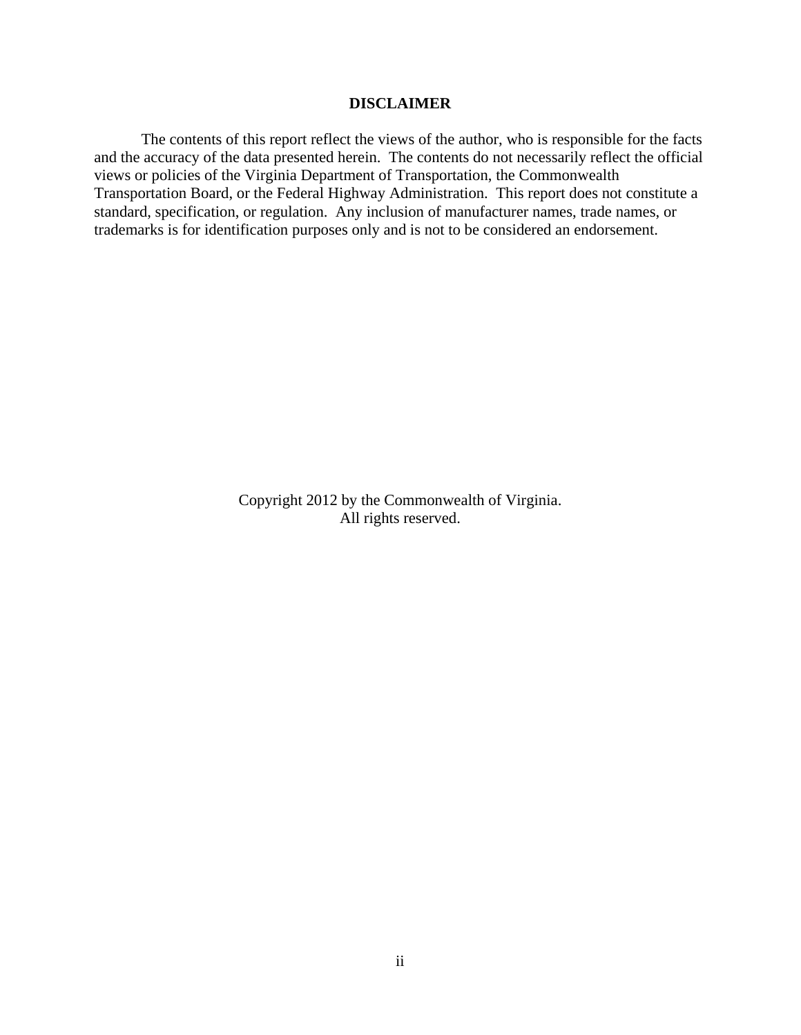## DISCLAIMER

The contents of this report reflect the views of the author, who is responsible for the facts and the accuracy of the data presented herein. The contents do not necessarily reflect the official views or policies of the Virginia Department of Transportation, the Commonwealth Transportation Board, or the Federal Highway Administration. This report does not constitute a standard, specification, or regulation. Any inclusion of manufacturer names, trade names, or trademarks is for identification purposes only and is not to be considered an endorsement.

Copyright 2012 by the Commonwealth of Virginia.
All rights reserved.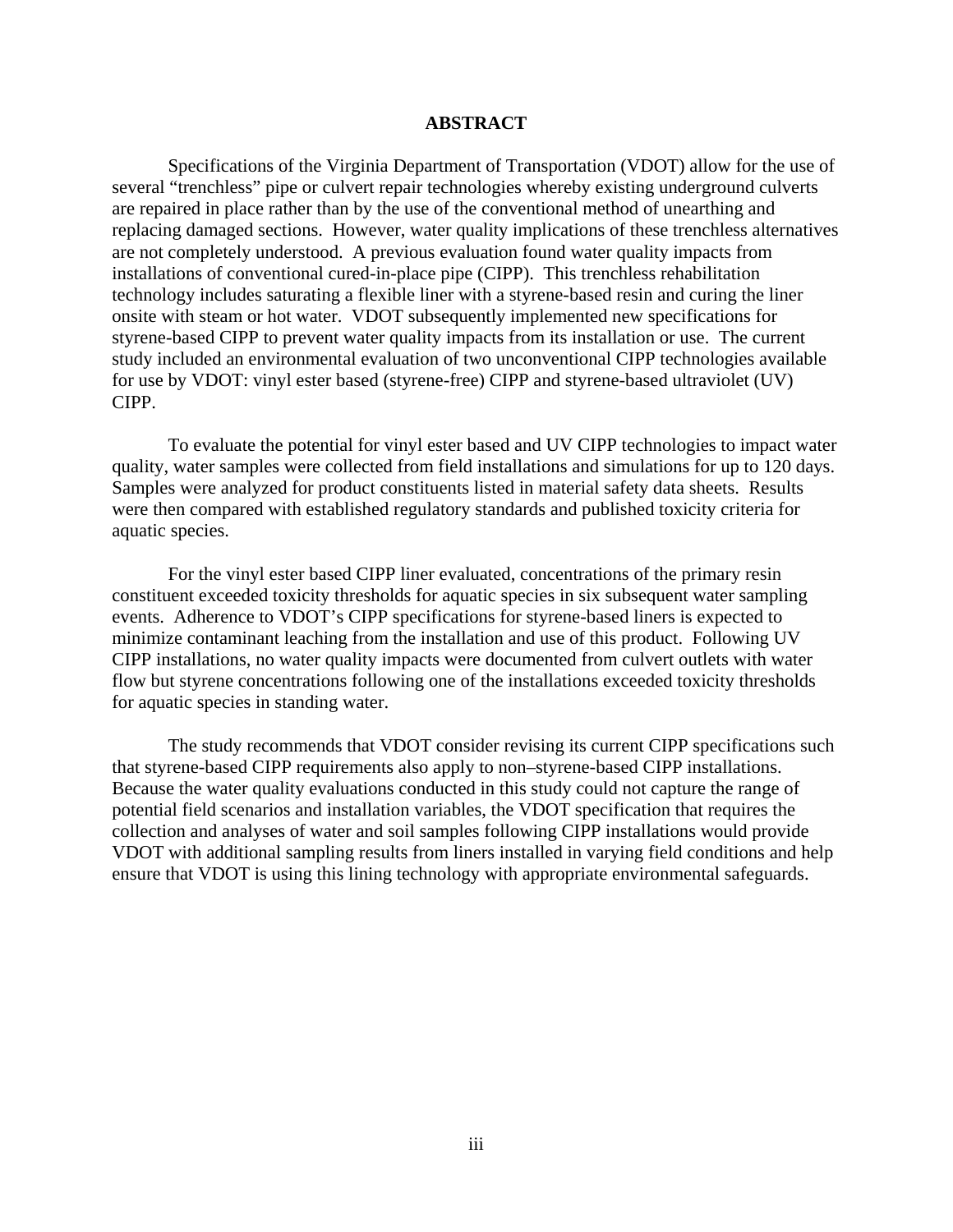# ABSTRACT

Specifications of the Virginia Department of Transportation (VDOT) allow for the use of several "trenchless" pipe or culvert repair technologies whereby existing underground culverts are repaired in place rather than by the use of the conventional method of unearthing and replacing damaged sections. However, water quality implications of these trenchless alternatives are not completely understood. A previous evaluation found water quality impacts from installations of conventional cured-in-place pipe (CIPP). This trenchless rehabilitation technology includes saturating a flexible liner with a styrene-based resin and curing the liner onsite with steam or hot water. VDOT subsequently implemented new specifications for styrene-based CIPP to prevent water quality impacts from its installation or use. The current study included an environmental evaluation of two unconventional CIPP technologies available for use by VDOT: vinyl ester based (styrene-free) CIPP and styrene-based ultraviolet (UV) CIPP.

To evaluate the potential for vinyl ester based and UV CIPP technologies to impact water quality, water samples were collected from field installations and simulations for up to 120 days. Samples were analyzed for product constituents listed in material safety data sheets. Results were then compared with established regulatory standards and published toxicity criteria for aquatic species.

For the vinyl ester based CIPP liner evaluated, concentrations of the primary resin constituent exceeded toxicity thresholds for aquatic species in six subsequent water sampling events. Adherence to VDOT's CIPP specifications for styrene-based liners is expected to minimize contaminant leaching from the installation and use of this product. Following UV CIPP installations, no water quality impacts were documented from culvert outlets with water flow but styrene concentrations following one of the installations exceeded toxicity thresholds for aquatic species in standing water.

The study recommends that VDOT consider revising its current CIPP specifications such that styrene-based CIPP requirements also apply to non–styrene-based CIPP installations. Because the water quality evaluations conducted in this study could not capture the range of potential field scenarios and installation variables, the VDOT specification that requires the collection and analyses of water and soil samples following CIPP installations would provide VDOT with additional sampling results from liners installed in varying field conditions and help ensure that VDOT is using this lining technology with appropriate environmental safeguards.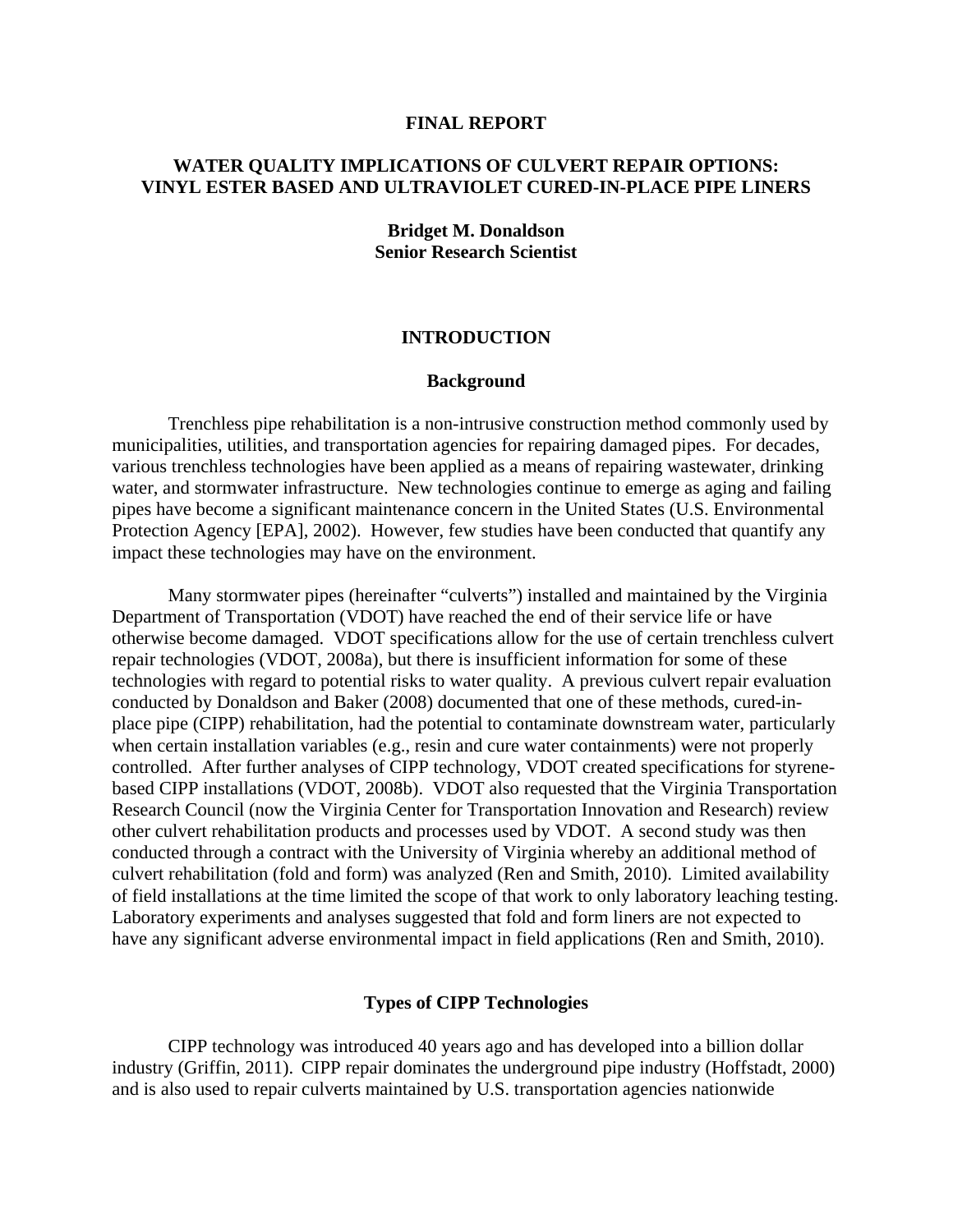# FINAL REPORT

# WATER QUALITY IMPLICATIONS OF CULVERT REPAIR OPTIONS: VINYL ESTER BASED AND ULTRAVIOLET CURED-IN-PLACE PIPE LINERS

**Bridget M. Donaldson**
**Senior Research Scientist**

## INTRODUCTION

### Background

Trenchless pipe rehabilitation is a non-intrusive construction method commonly used by municipalities, utilities, and transportation agencies for repairing damaged pipes. For decades, various trenchless technologies have been applied as a means of repairing wastewater, drinking water, and stormwater infrastructure. New technologies continue to emerge as aging and failing pipes have become a significant maintenance concern in the United States (U.S. Environmental Protection Agency [EPA], 2002). However, few studies have been conducted that quantify any impact these technologies may have on the environment.

Many stormwater pipes (hereinafter "culverts") installed and maintained by the Virginia Department of Transportation (VDOT) have reached the end of their service life or have otherwise become damaged. VDOT specifications allow for the use of certain trenchless culvert repair technologies (VDOT, 2008a), but there is insufficient information for some of these technologies with regard to potential risks to water quality. A previous culvert repair evaluation conducted by Donaldson and Baker (2008) documented that one of these methods, cured-in-place pipe (CIPP) rehabilitation, had the potential to contaminate downstream water, particularly when certain installation variables (e.g., resin and cure water containments) were not properly controlled. After further analyses of CIPP technology, VDOT created specifications for styrene-based CIPP installations (VDOT, 2008b). VDOT also requested that the Virginia Transportation Research Council (now the Virginia Center for Transportation Innovation and Research) review other culvert rehabilitation products and processes used by VDOT. A second study was then conducted through a contract with the University of Virginia whereby an additional method of culvert rehabilitation (fold and form) was analyzed (Ren and Smith, 2010). Limited availability of field installations at the time limited the scope of that work to only laboratory leaching testing. Laboratory experiments and analyses suggested that fold and form liners are not expected to have any significant adverse environmental impact in field applications (Ren and Smith, 2010).

### Types of CIPP Technologies

CIPP technology was introduced 40 years ago and has developed into a billion dollar industry (Griffin, 2011). CIPP repair dominates the underground pipe industry (Hoffstadt, 2000) and is also used to repair culverts maintained by U.S. transportation agencies nationwide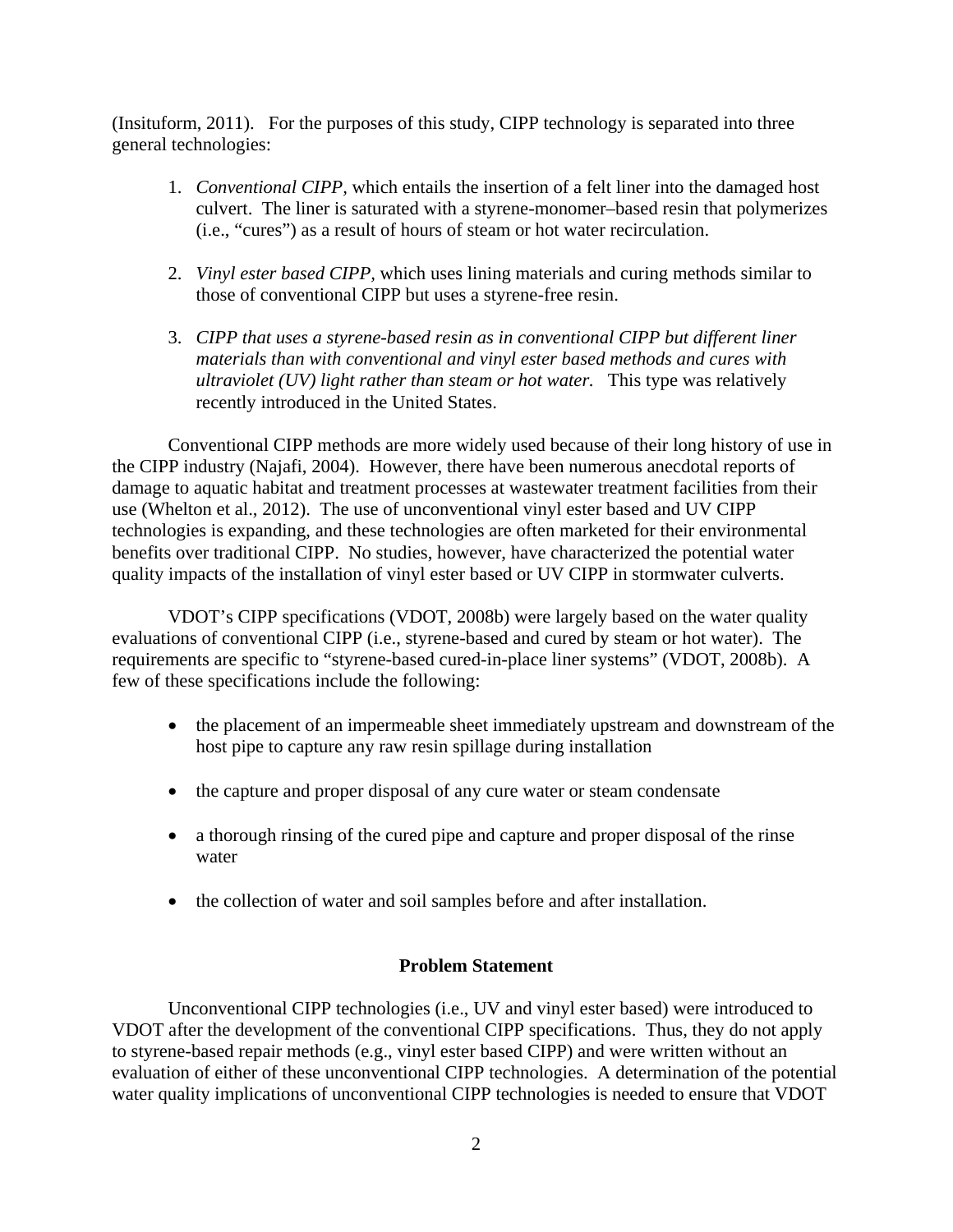(Insituform, 2011). For the purposes of this study, CIPP technology is separated into three general technologies:

1. *Conventional CIPP*, which entails the insertion of a felt liner into the damaged host culvert. The liner is saturated with a styrene-monomer–based resin that polymerizes (i.e., "cures") as a result of hours of steam or hot water recirculation.

2. *Vinyl ester based CIPP*, which uses lining materials and curing methods similar to those of conventional CIPP but uses a styrene-free resin.

3. *CIPP that uses a styrene-based resin as in conventional CIPP but different liner materials than with conventional and vinyl ester based methods and cures with ultraviolet (UV) light rather than steam or hot water.* This type was relatively recently introduced in the United States.

Conventional CIPP methods are more widely used because of their long history of use in the CIPP industry (Najafi, 2004). However, there have been numerous anecdotal reports of damage to aquatic habitat and treatment processes at wastewater treatment facilities from their use (Whelton et al., 2012). The use of unconventional vinyl ester based and UV CIPP technologies is expanding, and these technologies are often marketed for their environmental benefits over traditional CIPP. No studies, however, have characterized the potential water quality impacts of the installation of vinyl ester based or UV CIPP in stormwater culverts.

VDOT's CIPP specifications (VDOT, 2008b) were largely based on the water quality evaluations of conventional CIPP (i.e., styrene-based and cured by steam or hot water). The requirements are specific to "styrene-based cured-in-place liner systems" (VDOT, 2008b). A few of these specifications include the following:

- the placement of an impermeable sheet immediately upstream and downstream of the host pipe to capture any raw resin spillage during installation
- the capture and proper disposal of any cure water or steam condensate
- a thorough rinsing of the cured pipe and capture and proper disposal of the rinse water
- the collection of water and soil samples before and after installation.

## Problem Statement

Unconventional CIPP technologies (i.e., UV and vinyl ester based) were introduced to VDOT after the development of the conventional CIPP specifications. Thus, they do not apply to styrene-based repair methods (e.g., vinyl ester based CIPP) and were written without an evaluation of either of these unconventional CIPP technologies. A determination of the potential water quality implications of unconventional CIPP technologies is needed to ensure that VDOT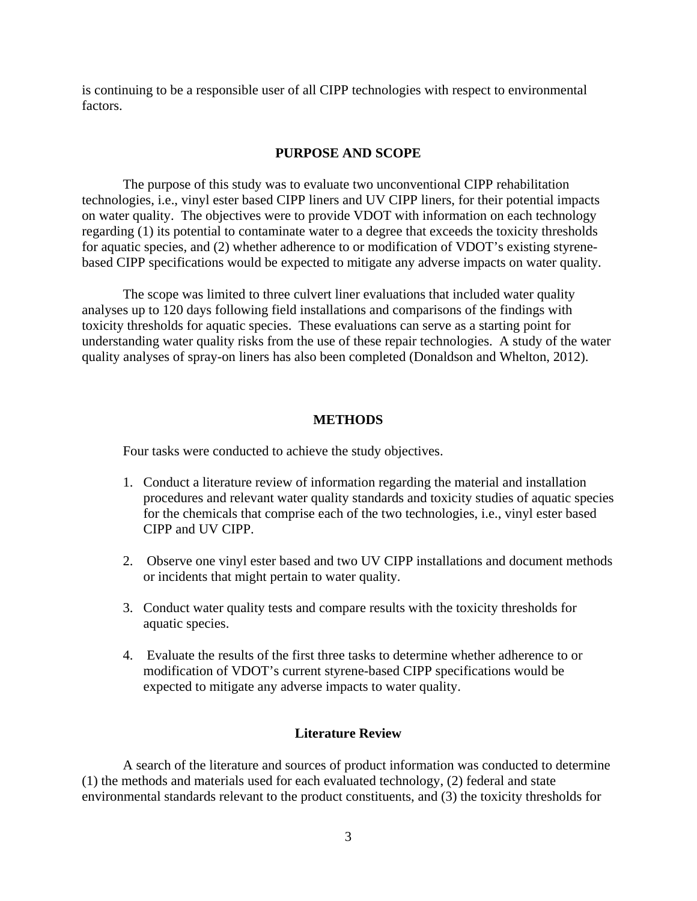is continuing to be a responsible user of all CIPP technologies with respect to environmental factors.

## PURPOSE AND SCOPE

The purpose of this study was to evaluate two unconventional CIPP rehabilitation technologies, i.e., vinyl ester based CIPP liners and UV CIPP liners, for their potential impacts on water quality. The objectives were to provide VDOT with information on each technology regarding (1) its potential to contaminate water to a degree that exceeds the toxicity thresholds for aquatic species, and (2) whether adherence to or modification of VDOT's existing styrene-based CIPP specifications would be expected to mitigate any adverse impacts on water quality.

The scope was limited to three culvert liner evaluations that included water quality analyses up to 120 days following field installations and comparisons of the findings with toxicity thresholds for aquatic species. These evaluations can serve as a starting point for understanding water quality risks from the use of these repair technologies. A study of the water quality analyses of spray-on liners has also been completed (Donaldson and Whelton, 2012).

## METHODS

Four tasks were conducted to achieve the study objectives.

1. Conduct a literature review of information regarding the material and installation procedures and relevant water quality standards and toxicity studies of aquatic species for the chemicals that comprise each of the two technologies, i.e., vinyl ester based CIPP and UV CIPP.

2. Observe one vinyl ester based and two UV CIPP installations and document methods or incidents that might pertain to water quality.

3. Conduct water quality tests and compare results with the toxicity thresholds for aquatic species.

4. Evaluate the results of the first three tasks to determine whether adherence to or modification of VDOT's current styrene-based CIPP specifications would be expected to mitigate any adverse impacts to water quality.

### Literature Review

A search of the literature and sources of product information was conducted to determine (1) the methods and materials used for each evaluated technology, (2) federal and state environmental standards relevant to the product constituents, and (3) the toxicity thresholds for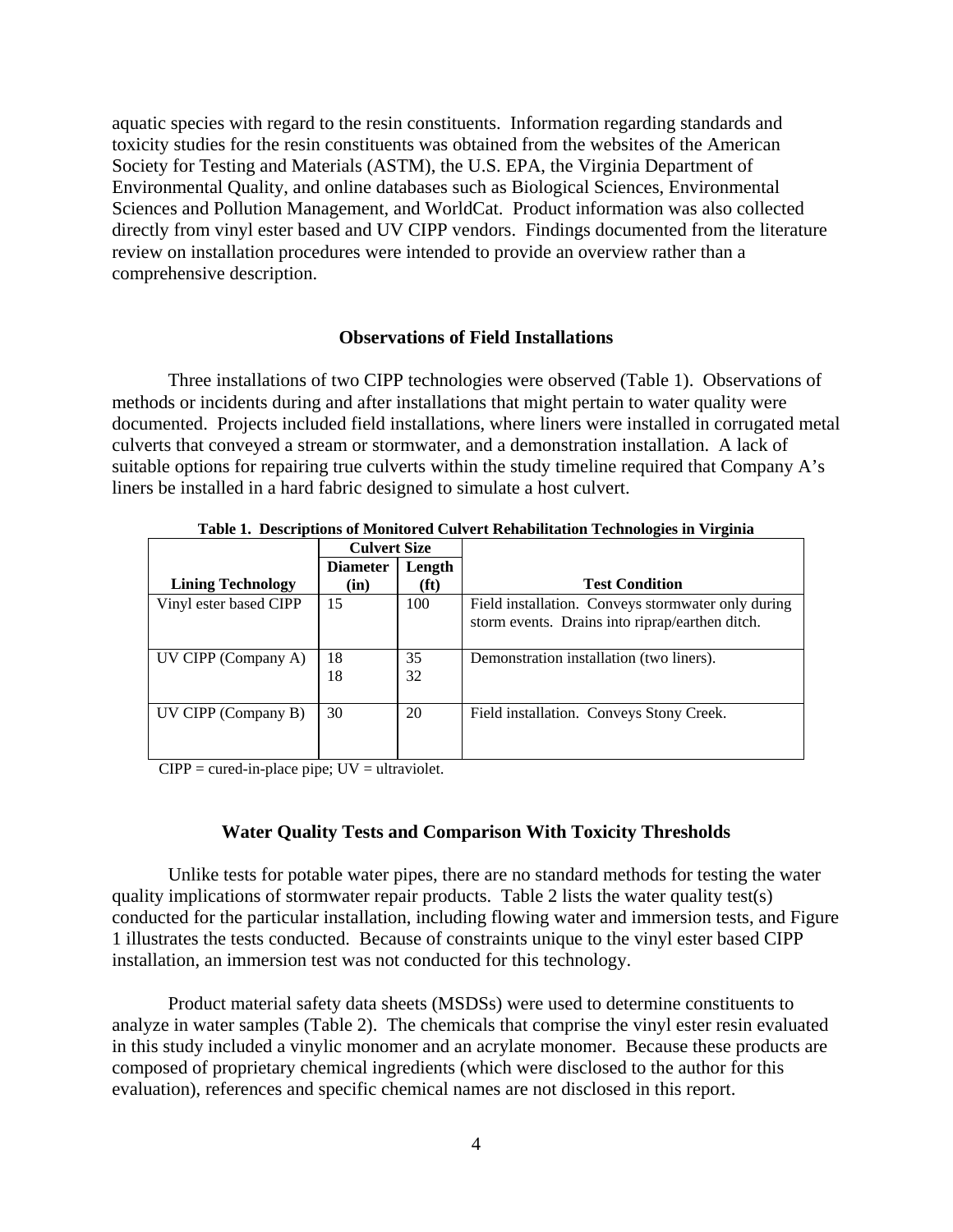aquatic species with regard to the resin constituents. Information regarding standards and toxicity studies for the resin constituents was obtained from the websites of the American Society for Testing and Materials (ASTM), the U.S. EPA, the Virginia Department of Environmental Quality, and online databases such as Biological Sciences, Environmental Sciences and Pollution Management, and WorldCat. Product information was also collected directly from vinyl ester based and UV CIPP vendors. Findings documented from the literature review on installation procedures were intended to provide an overview rather than a comprehensive description.

## Observations of Field Installations

Three installations of two CIPP technologies were observed (Table 1). Observations of methods or incidents during and after installations that might pertain to water quality were documented. Projects included field installations, where liners were installed in corrugated metal culverts that conveyed a stream or stormwater, and a demonstration installation. A lack of suitable options for repairing true culverts within the study timeline required that Company A's liners be installed in a hard fabric designed to simulate a host culvert.

**Table 1. Descriptions of Monitored Culvert Rehabilitation Technologies in Virginia**

| Lining Technology | Culvert Size | | Test Condition |
|---|---|---|---|
| | Diameter (in) | Length (ft) | |
| Vinyl ester based CIPP | 15 | 100 | Field installation. Conveys stormwater only during storm events. Drains into riprap/earthen ditch. |
| UV CIPP (Company A) | 18<br>18 | 35<br>32 | Demonstration installation (two liners). |
| UV CIPP (Company B) | 30 | 20 | Field installation. Conveys Stony Creek. |

CIPP = cured-in-place pipe; UV = ultraviolet.

## Water Quality Tests and Comparison With Toxicity Thresholds

Unlike tests for potable water pipes, there are no standard methods for testing the water quality implications of stormwater repair products. Table 2 lists the water quality test(s) conducted for the particular installation, including flowing water and immersion tests, and Figure 1 illustrates the tests conducted. Because of constraints unique to the vinyl ester based CIPP installation, an immersion test was not conducted for this technology.

Product material safety data sheets (MSDSs) were used to determine constituents to analyze in water samples (Table 2). The chemicals that comprise the vinyl ester resin evaluated in this study included a vinylic monomer and an acrylate monomer. Because these products are composed of proprietary chemical ingredients (which were disclosed to the author for this evaluation), references and specific chemical names are not disclosed in this report.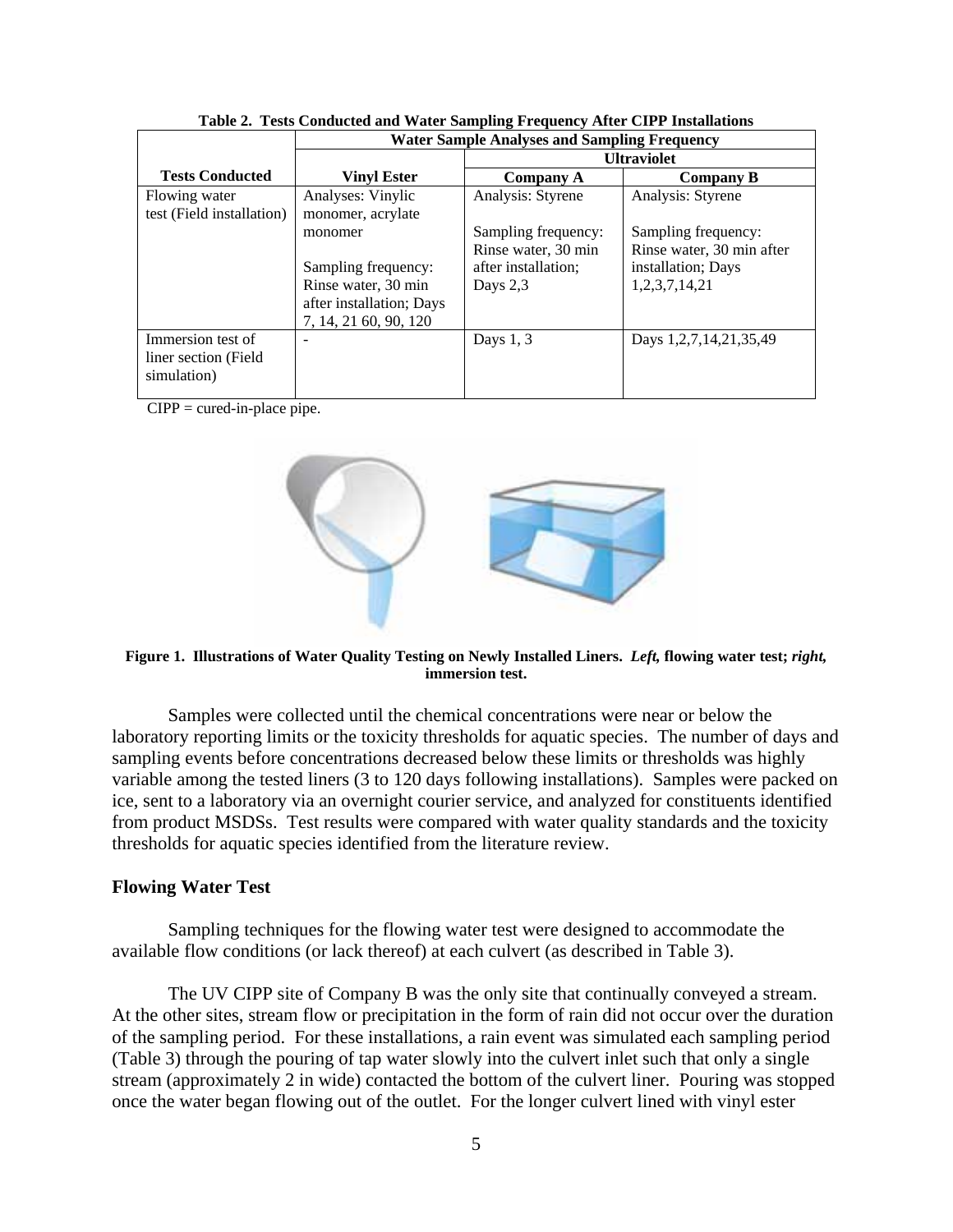**Table 2. Tests Conducted and Water Sampling Frequency After CIPP Installations**

| Tests Conducted | Water Sample Analyses and Sampling Frequency | | |
|---|---|---|---|
| | | Ultraviolet | |
| | Vinyl Ester | Company A | Company B |
| Flowing water test (Field installation) | Analyses: Vinylic monomer, acrylate monomer<br><br>Sampling frequency: Rinse water, 30 min after installation; Days 7, 14, 21 60, 90, 120 | Analysis: Styrene<br><br>Sampling frequency: Rinse water, 30 min after installation; Days 2,3 | Analysis: Styrene<br><br>Sampling frequency: Rinse water, 30 min after installation; Days 1,2,3,7,14,21 |
| Immersion test of liner section (Field simulation) | - | Days 1, 3 | Days 1,2,7,14,21,35,49 |

CIPP = cured-in-place pipe.

**Figure 1. Illustrations of Water Quality Testing on Newly Installed Liners.** ***Left,*** **flowing water test;** ***right,*** **immersion test.**

Samples were collected until the chemical concentrations were near or below the laboratory reporting limits or the toxicity thresholds for aquatic species. The number of days and sampling events before concentrations decreased below these limits or thresholds was highly variable among the tested liners (3 to 120 days following installations). Samples were packed on ice, sent to a laboratory via an overnight courier service, and analyzed for constituents identified from product MSDSs. Test results were compared with water quality standards and the toxicity thresholds for aquatic species identified from the literature review.

## Flowing Water Test

Sampling techniques for the flowing water test were designed to accommodate the available flow conditions (or lack thereof) at each culvert (as described in Table 3).

The UV CIPP site of Company B was the only site that continually conveyed a stream. At the other sites, stream flow or precipitation in the form of rain did not occur over the duration of the sampling period. For these installations, a rain event was simulated each sampling period (Table 3) through the pouring of tap water slowly into the culvert inlet such that only a single stream (approximately 2 in wide) contacted the bottom of the culvert liner. Pouring was stopped once the water began flowing out of the outlet. For the longer culvert lined with vinyl ester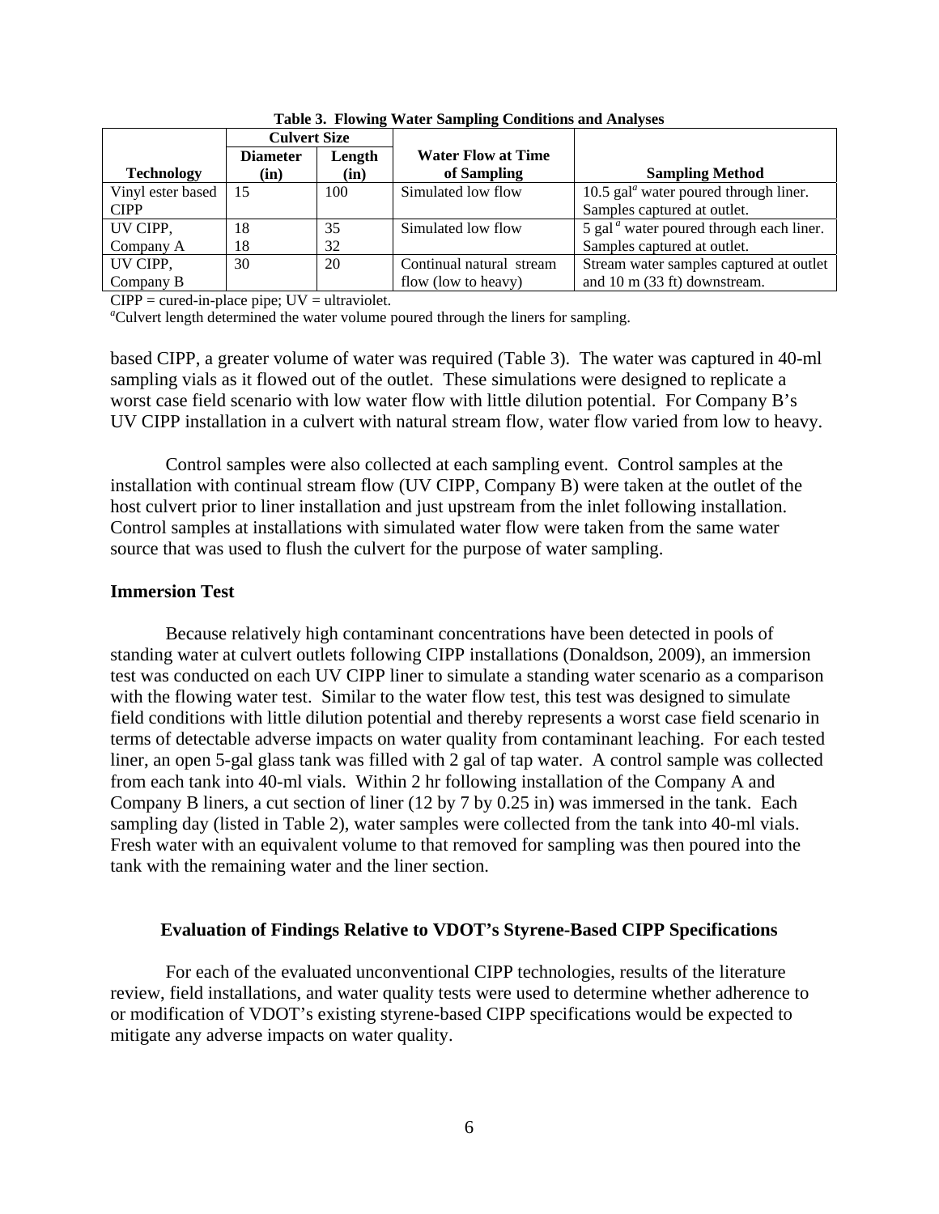**Table 3. Flowing Water Sampling Conditions and Analyses**

| Technology | Culvert Size | | Water Flow at Time of Sampling | Sampling Method |
|---|---|---|---|---|
| | Diameter (in) | Length (in) | | |
| Vinyl ester based CIPP | 15 | 100 | Simulated low flow | 10.5 gal[a] water poured through liner. Samples captured at outlet. |
| UV CIPP, Company A | 18<br>18 | 35<br>32 | Simulated low flow | 5 gal [a] water poured through each liner. Samples captured at outlet. |
| UV CIPP, Company B | 30 | 20 | Continual natural stream flow (low to heavy) | Stream water samples captured at outlet and 10 m (33 ft) downstream. |

CIPP = cured-in-place pipe; UV = ultraviolet.
[a]Culvert length determined the water volume poured through the liners for sampling.

based CIPP, a greater volume of water was required (Table 3). The water was captured in 40-ml sampling vials as it flowed out of the outlet. These simulations were designed to replicate a worst case field scenario with low water flow with little dilution potential. For Company B's UV CIPP installation in a culvert with natural stream flow, water flow varied from low to heavy.

Control samples were also collected at each sampling event. Control samples at the installation with continual stream flow (UV CIPP, Company B) were taken at the outlet of the host culvert prior to liner installation and just upstream from the inlet following installation. Control samples at installations with simulated water flow were taken from the same water source that was used to flush the culvert for the purpose of water sampling.

### Immersion Test

Because relatively high contaminant concentrations have been detected in pools of standing water at culvert outlets following CIPP installations (Donaldson, 2009), an immersion test was conducted on each UV CIPP liner to simulate a standing water scenario as a comparison with the flowing water test. Similar to the water flow test, this test was designed to simulate field conditions with little dilution potential and thereby represents a worst case field scenario in terms of detectable adverse impacts on water quality from contaminant leaching. For each tested liner, an open 5-gal glass tank was filled with 2 gal of tap water. A control sample was collected from each tank into 40-ml vials. Within 2 hr following installation of the Company A and Company B liners, a cut section of liner (12 by 7 by 0.25 in) was immersed in the tank. Each sampling day (listed in Table 2), water samples were collected from the tank into 40-ml vials. Fresh water with an equivalent volume to that removed for sampling was then poured into the tank with the remaining water and the liner section.

## Evaluation of Findings Relative to VDOT's Styrene-Based CIPP Specifications

For each of the evaluated unconventional CIPP technologies, results of the literature review, field installations, and water quality tests were used to determine whether adherence to or modification of VDOT's existing styrene-based CIPP specifications would be expected to mitigate any adverse impacts on water quality.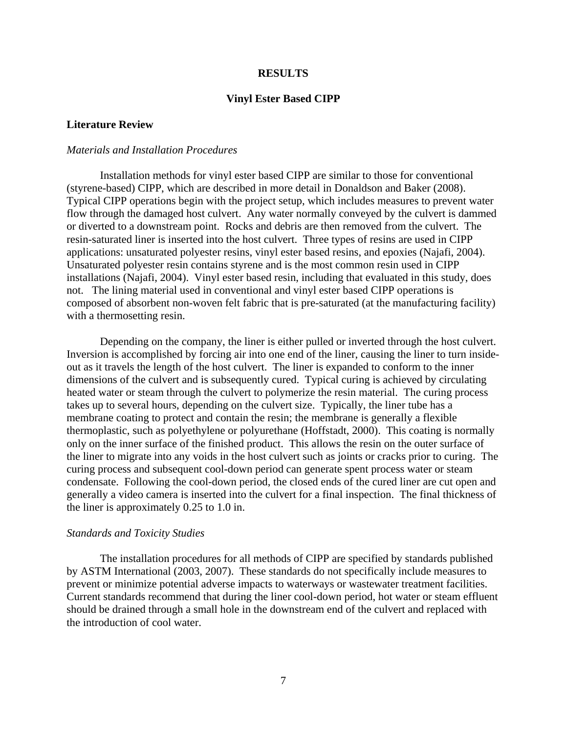# RESULTS

## Vinyl Ester Based CIPP

### Literature Review

*Materials and Installation Procedures*

Installation methods for vinyl ester based CIPP are similar to those for conventional (styrene-based) CIPP, which are described in more detail in Donaldson and Baker (2008). Typical CIPP operations begin with the project setup, which includes measures to prevent water flow through the damaged host culvert. Any water normally conveyed by the culvert is dammed or diverted to a downstream point. Rocks and debris are then removed from the culvert. The resin-saturated liner is inserted into the host culvert. Three types of resins are used in CIPP applications: unsaturated polyester resins, vinyl ester based resins, and epoxies (Najafi, 2004). Unsaturated polyester resin contains styrene and is the most common resin used in CIPP installations (Najafi, 2004). Vinyl ester based resin, including that evaluated in this study, does not. The lining material used in conventional and vinyl ester based CIPP operations is composed of absorbent non-woven felt fabric that is pre-saturated (at the manufacturing facility) with a thermosetting resin.

Depending on the company, the liner is either pulled or inverted through the host culvert. Inversion is accomplished by forcing air into one end of the liner, causing the liner to turn inside-out as it travels the length of the host culvert. The liner is expanded to conform to the inner dimensions of the culvert and is subsequently cured. Typical curing is achieved by circulating heated water or steam through the culvert to polymerize the resin material. The curing process takes up to several hours, depending on the culvert size. Typically, the liner tube has a membrane coating to protect and contain the resin; the membrane is generally a flexible thermoplastic, such as polyethylene or polyurethane (Hoffstadt, 2000). This coating is normally only on the inner surface of the finished product. This allows the resin on the outer surface of the liner to migrate into any voids in the host culvert such as joints or cracks prior to curing. The curing process and subsequent cool-down period can generate spent process water or steam condensate. Following the cool-down period, the closed ends of the cured liner are cut open and generally a video camera is inserted into the culvert for a final inspection. The final thickness of the liner is approximately 0.25 to 1.0 in.

*Standards and Toxicity Studies*

The installation procedures for all methods of CIPP are specified by standards published by ASTM International (2003, 2007). These standards do not specifically include measures to prevent or minimize potential adverse impacts to waterways or wastewater treatment facilities. Current standards recommend that during the liner cool-down period, hot water or steam effluent should be drained through a small hole in the downstream end of the culvert and replaced with the introduction of cool water.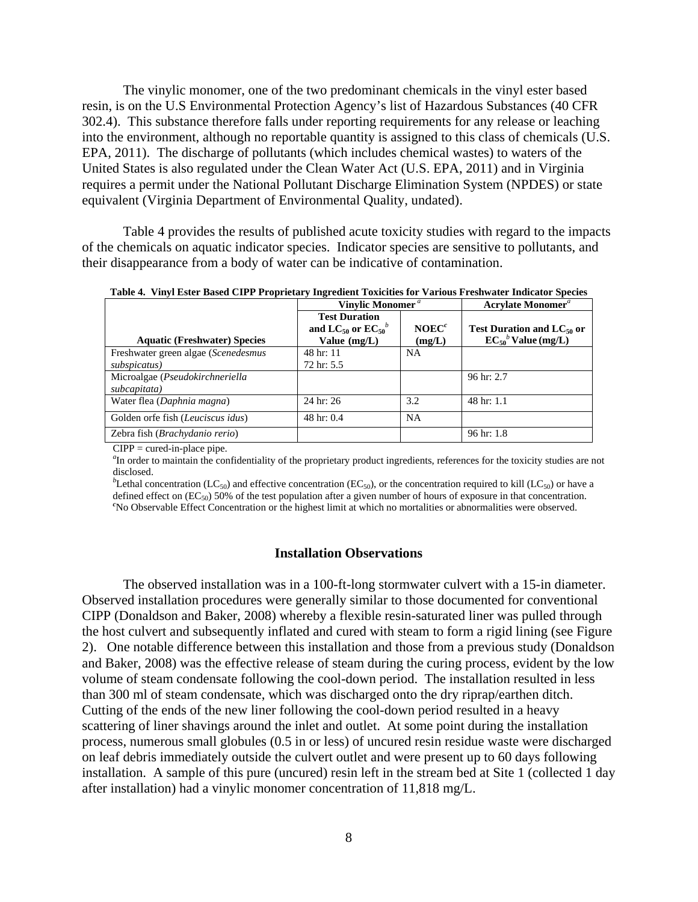The vinylic monomer, one of the two predominant chemicals in the vinyl ester based resin, is on the U.S Environmental Protection Agency's list of Hazardous Substances (40 CFR 302.4). This substance therefore falls under reporting requirements for any release or leaching into the environment, although no reportable quantity is assigned to this class of chemicals (U.S. EPA, 2011). The discharge of pollutants (which includes chemical wastes) to waters of the United States is also regulated under the Clean Water Act (U.S. EPA, 2011) and in Virginia requires a permit under the National Pollutant Discharge Elimination System (NPDES) or state equivalent (Virginia Department of Environmental Quality, undated).

Table 4 provides the results of published acute toxicity studies with regard to the impacts of the chemicals on aquatic indicator species. Indicator species are sensitive to pollutants, and their disappearance from a body of water can be indicative of contamination.

**Table 4. Vinyl Ester Based CIPP Proprietary Ingredient Toxicities for Various Freshwater Indicator Species**

| | Vinylic Monomer[a] | | Acrylate Monomer[a] |
|---|---|---|---|
| **Aquatic (Freshwater) Species** | **Test Duration and $LC_{50}$ or $EC_{50}$[b] Value (mg/L)** | **NOEC[c] (mg/L)** | **Test Duration and $LC_{50}$ or $EC_{50}$[b] Value (mg/L)** |
| Freshwater green algae (*Scenedesmus subspicatus)* | 48 hr: 11<br>72 hr: 5.5 | NA | |
| Microalgae (*Pseudokirchneriella subcapitata)* | | | 96 hr: 2.7 |
| Water flea (*Daphnia magna*) | 24 hr: 26 | 3.2 | 48 hr: 1.1 |
| Golden orfe fish (*Leuciscus idus*) | 48 hr: 0.4 | NA | |
| Zebra fish (*Brachydanio rerio*) | | | 96 hr: 1.8 |

CIPP = cured-in-place pipe.
[a]In order to maintain the confidentiality of the proprietary product ingredients, references for the toxicity studies are not disclosed.
[b]Lethal concentration ($LC_{50}$) and effective concentration ($EC_{50}$), or the concentration required to kill ($LC_{50}$) or have a defined effect on ($EC_{50}$) 50% of the test population after a given number of hours of exposure in that concentration.
[c]No Observable Effect Concentration or the highest limit at which no mortalities or abnormalities were observed.

## Installation Observations

The observed installation was in a 100-ft-long stormwater culvert with a 15-in diameter. Observed installation procedures were generally similar to those documented for conventional CIPP (Donaldson and Baker, 2008) whereby a flexible resin-saturated liner was pulled through the host culvert and subsequently inflated and cured with steam to form a rigid lining (see Figure 2). One notable difference between this installation and those from a previous study (Donaldson and Baker, 2008) was the effective release of steam during the curing process, evident by the low volume of steam condensate following the cool-down period. The installation resulted in less than 300 ml of steam condensate, which was discharged onto the dry riprap/earthen ditch. Cutting of the ends of the new liner following the cool-down period resulted in a heavy scattering of liner shavings around the inlet and outlet. At some point during the installation process, numerous small globules (0.5 in or less) of uncured resin residue waste were discharged on leaf debris immediately outside the culvert outlet and were present up to 60 days following installation. A sample of this pure (uncured) resin left in the stream bed at Site 1 (collected 1 day after installation) had a vinylic monomer concentration of 11,818 mg/L.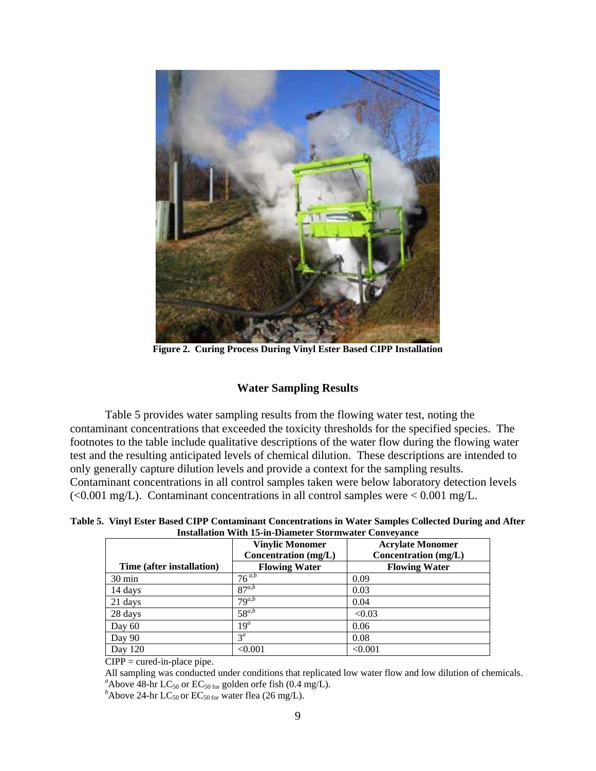**Figure 2. Curing Process During Vinyl Ester Based CIPP Installation**

## Water Sampling Results

Table 5 provides water sampling results from the flowing water test, noting the contaminant concentrations that exceeded the toxicity thresholds for the specified species. The footnotes to the table include qualitative descriptions of the water flow during the flowing water test and the resulting anticipated levels of chemical dilution. These descriptions are intended to only generally capture dilution levels and provide a context for the sampling results. Contaminant concentrations in all control samples taken were below laboratory detection levels (<0.001 mg/L). Contaminant concentrations in all control samples were < 0.001 mg/L.

**Table 5. Vinyl Ester Based CIPP Contaminant Concentrations in Water Samples Collected During and After Installation With 15-in-Diameter Stormwater Conveyance**

| | Vinylic Monomer Concentration (mg/L) | Acrylate Monomer Concentration (mg/L) |
|---|---|---|
| **Time (after installation)** | **Flowing Water** | **Flowing Water** |
| 30 min | 76 [a,b] | 0.09 |
| 14 days | 87[a,b] | 0.03 |
| 21 days | 79[a,b] | 0.04 |
| 28 days | 58[a,b] | <0.03 |
| Day 60 | 19[a] | 0.06 |
| Day 90 | 3[a] | 0.08 |
| Day 120 | <0.001 | <0.001 |

CIPP = cured-in-place pipe.

All sampling was conducted under conditions that replicated low water flow and low dilution of chemicals.

[a]Above 48-hr $LC_{50}$ or $EC_{50}$ for golden orfe fish (0.4 mg/L).

[b]Above 24-hr $LC_{50}$ or $EC_{50}$ for water flea (26 mg/L).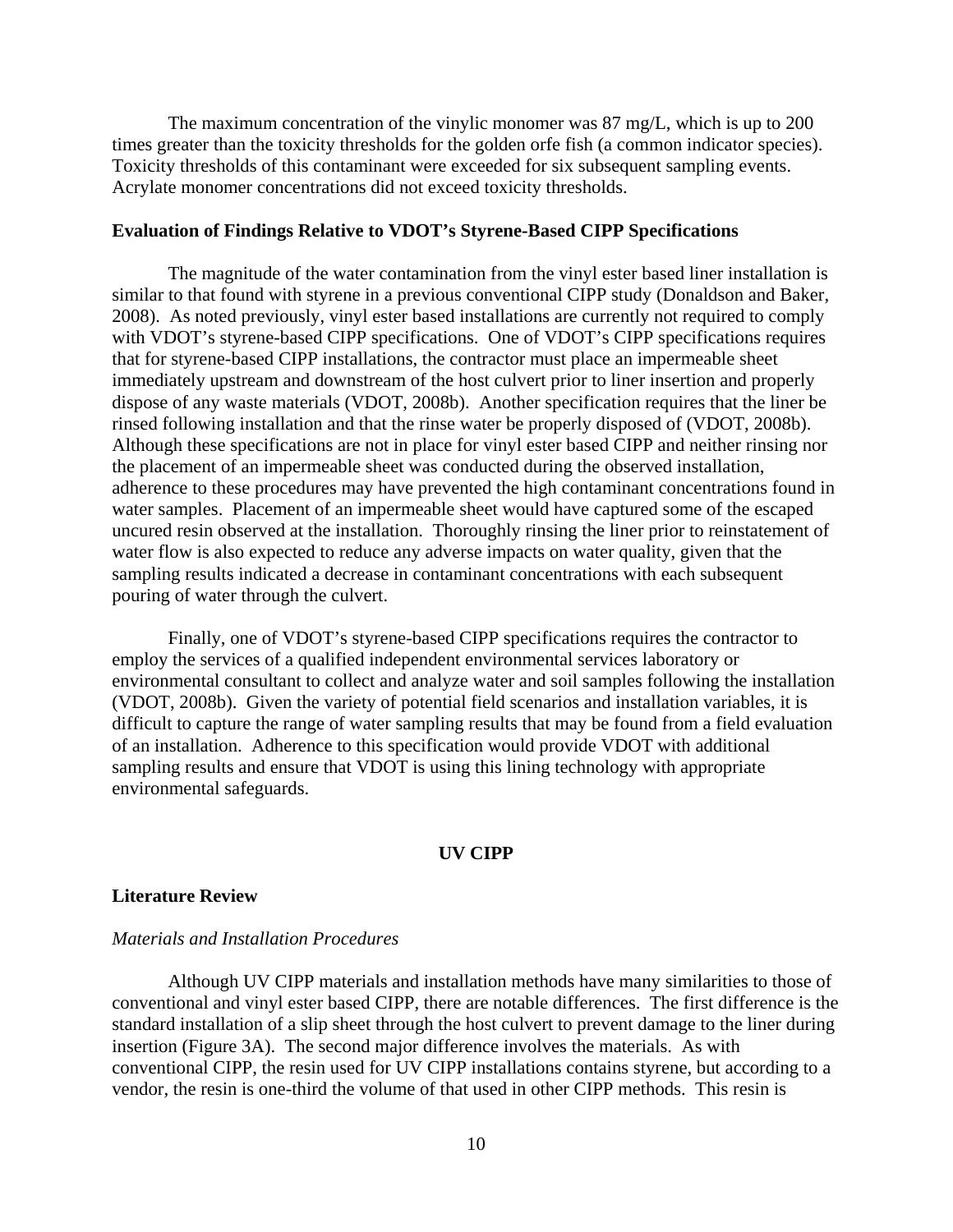The maximum concentration of the vinylic monomer was 87 mg/L, which is up to 200 times greater than the toxicity thresholds for the golden orfe fish (a common indicator species). Toxicity thresholds of this contaminant were exceeded for six subsequent sampling events. Acrylate monomer concentrations did not exceed toxicity thresholds.

### Evaluation of Findings Relative to VDOT's Styrene-Based CIPP Specifications

The magnitude of the water contamination from the vinyl ester based liner installation is similar to that found with styrene in a previous conventional CIPP study (Donaldson and Baker, 2008). As noted previously, vinyl ester based installations are currently not required to comply with VDOT's styrene-based CIPP specifications. One of VDOT's CIPP specifications requires that for styrene-based CIPP installations, the contractor must place an impermeable sheet immediately upstream and downstream of the host culvert prior to liner insertion and properly dispose of any waste materials (VDOT, 2008b). Another specification requires that the liner be rinsed following installation and that the rinse water be properly disposed of (VDOT, 2008b). Although these specifications are not in place for vinyl ester based CIPP and neither rinsing nor the placement of an impermeable sheet was conducted during the observed installation, adherence to these procedures may have prevented the high contaminant concentrations found in water samples. Placement of an impermeable sheet would have captured some of the escaped uncured resin observed at the installation. Thoroughly rinsing the liner prior to reinstatement of water flow is also expected to reduce any adverse impacts on water quality, given that the sampling results indicated a decrease in contaminant concentrations with each subsequent pouring of water through the culvert.

Finally, one of VDOT's styrene-based CIPP specifications requires the contractor to employ the services of a qualified independent environmental services laboratory or environmental consultant to collect and analyze water and soil samples following the installation (VDOT, 2008b). Given the variety of potential field scenarios and installation variables, it is difficult to capture the range of water sampling results that may be found from a field evaluation of an installation. Adherence to this specification would provide VDOT with additional sampling results and ensure that VDOT is using this lining technology with appropriate environmental safeguards.

## UV CIPP

### Literature Review

*Materials and Installation Procedures*

Although UV CIPP materials and installation methods have many similarities to those of conventional and vinyl ester based CIPP, there are notable differences. The first difference is the standard installation of a slip sheet through the host culvert to prevent damage to the liner during insertion (Figure 3A). The second major difference involves the materials. As with conventional CIPP, the resin used for UV CIPP installations contains styrene, but according to a vendor, the resin is one-third the volume of that used in other CIPP methods. This resin is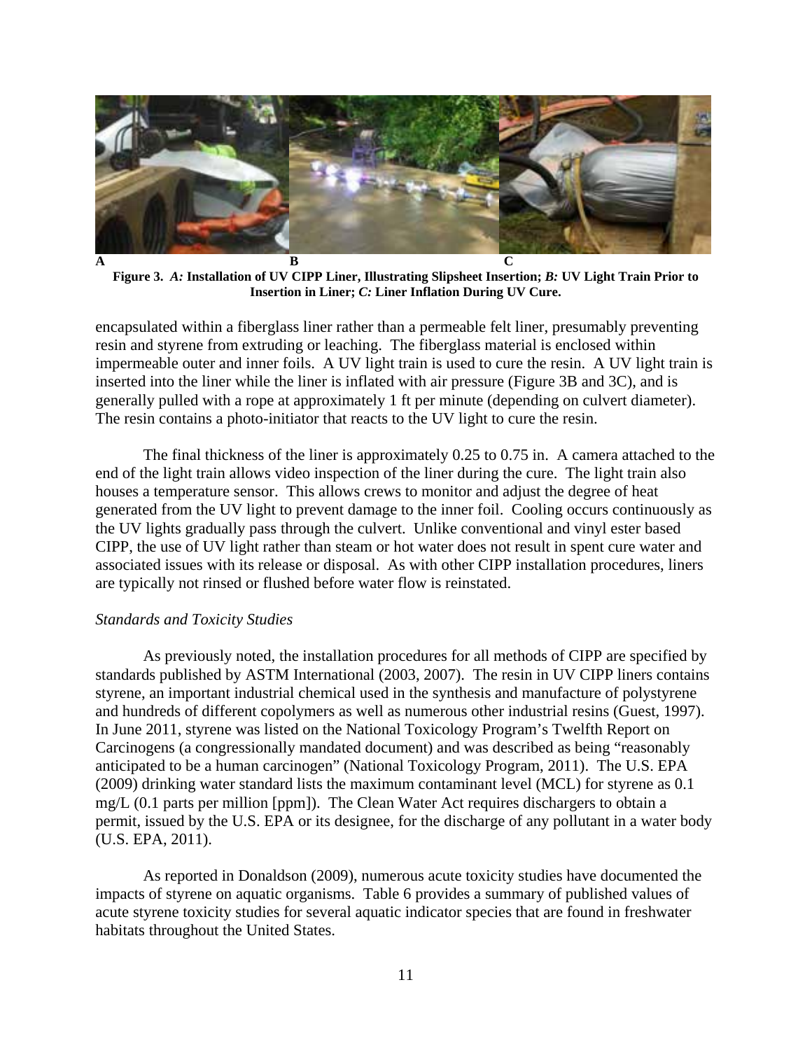A B C

**Figure 3.** ***A:*** **Installation of UV CIPP Liner, Illustrating Slipsheet Insertion;** ***B:*** **UV Light Train Prior to Insertion in Liner;** ***C:*** **Liner Inflation During UV Cure.**

encapsulated within a fiberglass liner rather than a permeable felt liner, presumably preventing resin and styrene from extruding or leaching. The fiberglass material is enclosed within impermeable outer and inner foils. A UV light train is used to cure the resin. A UV light train is inserted into the liner while the liner is inflated with air pressure (Figure 3B and 3C), and is generally pulled with a rope at approximately 1 ft per minute (depending on culvert diameter). The resin contains a photo-initiator that reacts to the UV light to cure the resin.

The final thickness of the liner is approximately 0.25 to 0.75 in. A camera attached to the end of the light train allows video inspection of the liner during the cure. The light train also houses a temperature sensor. This allows crews to monitor and adjust the degree of heat generated from the UV light to prevent damage to the inner foil. Cooling occurs continuously as the UV lights gradually pass through the culvert. Unlike conventional and vinyl ester based CIPP, the use of UV light rather than steam or hot water does not result in spent cure water and associated issues with its release or disposal. As with other CIPP installation procedures, liners are typically not rinsed or flushed before water flow is reinstated.

*Standards and Toxicity Studies*

As previously noted, the installation procedures for all methods of CIPP are specified by standards published by ASTM International (2003, 2007). The resin in UV CIPP liners contains styrene, an important industrial chemical used in the synthesis and manufacture of polystyrene and hundreds of different copolymers as well as numerous other industrial resins (Guest, 1997). In June 2011, styrene was listed on the National Toxicology Program's Twelfth Report on Carcinogens (a congressionally mandated document) and was described as being "reasonably anticipated to be a human carcinogen" (National Toxicology Program, 2011). The U.S. EPA (2009) drinking water standard lists the maximum contaminant level (MCL) for styrene as 0.1 mg/L (0.1 parts per million [ppm]). The Clean Water Act requires dischargers to obtain a permit, issued by the U.S. EPA or its designee, for the discharge of any pollutant in a water body (U.S. EPA, 2011).

As reported in Donaldson (2009), numerous acute toxicity studies have documented the impacts of styrene on aquatic organisms. Table 6 provides a summary of published values of acute styrene toxicity studies for several aquatic indicator species that are found in freshwater habitats throughout the United States.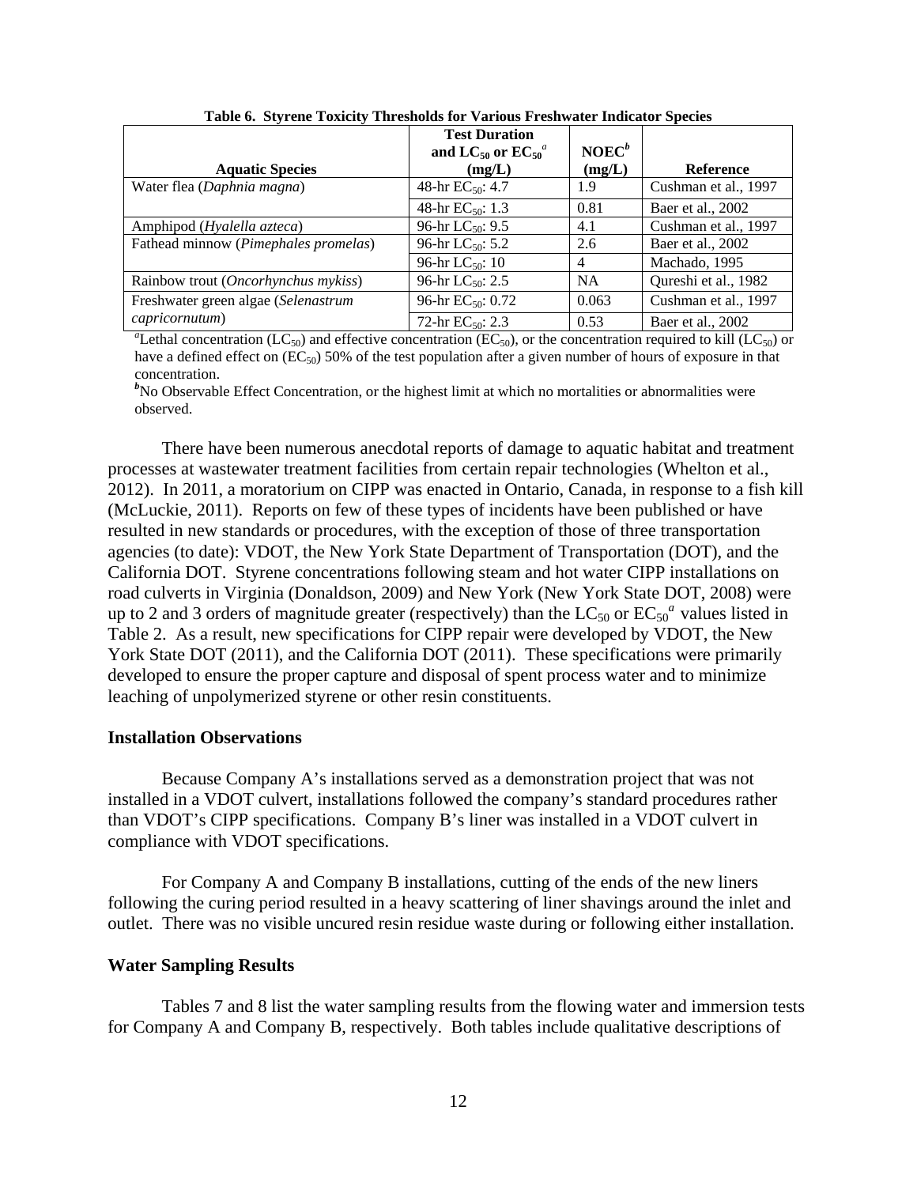**Table 6. Styrene Toxicity Thresholds for Various Freshwater Indicator Species**

| Aquatic Species | Test Duration and $LC_{50}$ or $EC_{50}$[a] (mg/L) | NOEC[b] (mg/L) | Reference |
|---|---|---|---|
| Water flea (*Daphnia magna*) | 48-hr $EC_{50}$: 4.7 | 1.9 | Cushman et al., 1997 |
| | 48-hr $EC_{50}$: 1.3 | 0.81 | Baer et al., 2002 |
| Amphipod (*Hyalella azteca*) | 96-hr $LC_{50}$: 9.5 | 4.1 | Cushman et al., 1997 |
| Fathead minnow (*Pimephales promelas*) | 96-hr $LC_{50}$: 5.2 | 2.6 | Baer et al., 2002 |
| | 96-hr $LC_{50}$: 10 | 4 | Machado, 1995 |
| Rainbow trout (*Oncorhynchus mykiss*) | 96-hr $LC_{50}$: 2.5 | NA | Qureshi et al., 1982 |
| Freshwater green algae (*Selenastrum capricornutum*) | 96-hr $EC_{50}$: 0.72 | 0.063 | Cushman et al., 1997 |
| | 72-hr $EC_{50}$: 2.3 | 0.53 | Baer et al., 2002 |

[a]Lethal concentration ($LC_{50}$) and effective concentration ($EC_{50}$), or the concentration required to kill ($LC_{50}$) or have a defined effect on ($EC_{50}$) 50% of the test population after a given number of hours of exposure in that concentration.

[b]No Observable Effect Concentration, or the highest limit at which no mortalities or abnormalities were observed.

There have been numerous anecdotal reports of damage to aquatic habitat and treatment processes at wastewater treatment facilities from certain repair technologies (Whelton et al., 2012). In 2011, a moratorium on CIPP was enacted in Ontario, Canada, in response to a fish kill (McLuckie, 2011). Reports on few of these types of incidents have been published or have resulted in new standards or procedures, with the exception of those of three transportation agencies (to date): VDOT, the New York State Department of Transportation (DOT), and the California DOT. Styrene concentrations following steam and hot water CIPP installations on road culverts in Virginia (Donaldson, 2009) and New York (New York State DOT, 2008) were up to 2 and 3 orders of magnitude greater (respectively) than the $LC_{50}$ or $EC_{50}$[a] values listed in Table 2. As a result, new specifications for CIPP repair were developed by VDOT, the New York State DOT (2011), and the California DOT (2011). These specifications were primarily developed to ensure the proper capture and disposal of spent process water and to minimize leaching of unpolymerized styrene or other resin constituents.

## Installation Observations

Because Company A's installations served as a demonstration project that was not installed in a VDOT culvert, installations followed the company's standard procedures rather than VDOT's CIPP specifications. Company B's liner was installed in a VDOT culvert in compliance with VDOT specifications.

For Company A and Company B installations, cutting of the ends of the new liners following the curing period resulted in a heavy scattering of liner shavings around the inlet and outlet. There was no visible uncured resin residue waste during or following either installation.

## Water Sampling Results

Tables 7 and 8 list the water sampling results from the flowing water and immersion tests for Company A and Company B, respectively. Both tables include qualitative descriptions of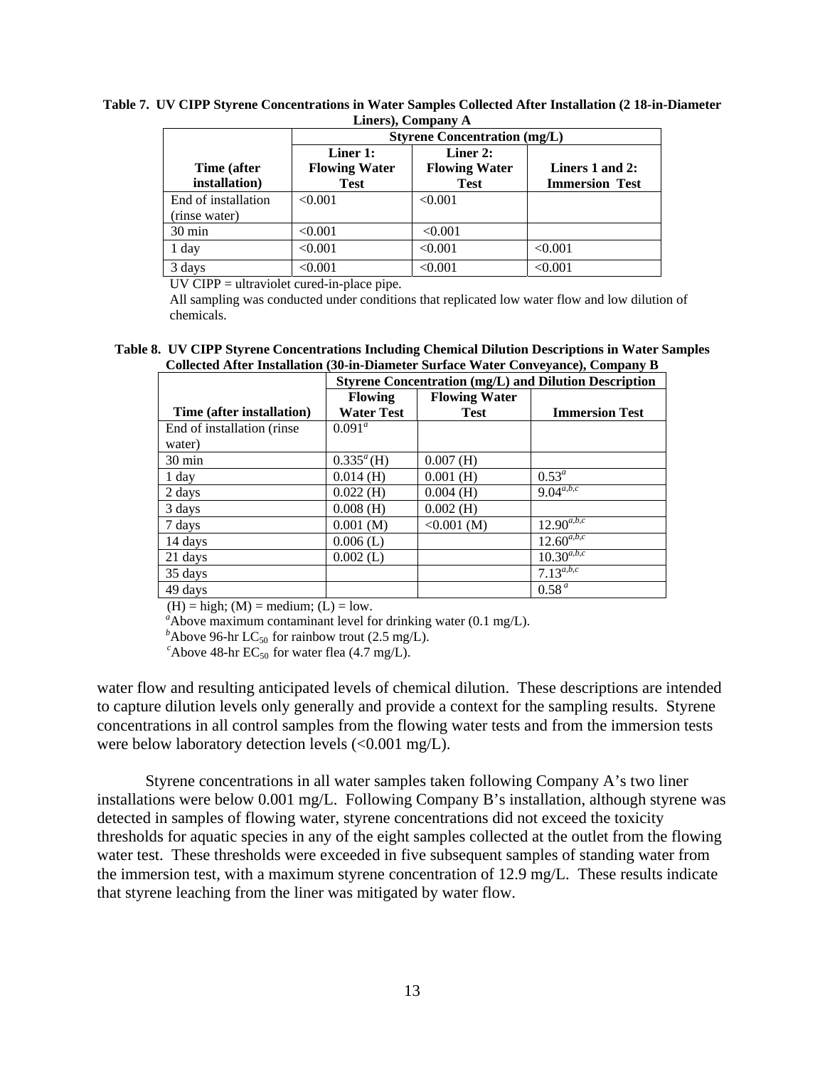**Table 7. UV CIPP Styrene Concentrations in Water Samples Collected After Installation (2 18-in-Diameter Liners), Company A**

| Time (after installation) | Styrene Concentration (mg/L) | | |
|---|---|---|---|
| | Liner 1: Flowing Water Test | Liner 2: Flowing Water Test | Liners 1 and 2: Immersion Test |
| End of installation (rinse water) | <0.001 | <0.001 | |
| 30 min | <0.001 | <0.001 | |
| 1 day | <0.001 | <0.001 | <0.001 |
| 3 days | <0.001 | <0.001 | <0.001 |

UV CIPP = ultraviolet cured-in-place pipe.

All sampling was conducted under conditions that replicated low water flow and low dilution of chemicals.

**Table 8. UV CIPP Styrene Concentrations Including Chemical Dilution Descriptions in Water Samples Collected After Installation (30-in-Diameter Surface Water Conveyance), Company B**

| Time (after installation) | Styrene Concentration (mg/L) and Dilution Description | | |
|---|---|---|---|
| | Flowing Water Test | Flowing Water Test | Immersion Test |
| End of installation (rinse water) | 0.091[a] | | |
| 30 min | 0.335[a] (H) | 0.007 (H) | |
| 1 day | 0.014 (H) | 0.001 (H) | 0.53[a] |
| 2 days | 0.022 (H) | 0.004 (H) | 9.04[a,b,c] |
| 3 days | 0.008 (H) | 0.002 (H) | |
| 7 days | 0.001 (M) | <0.001 (M) | 12.90[a,b,c] |
| 14 days | 0.006 (L) | | 12.60[a,b,c] |
| 21 days | 0.002 (L) | | 10.30[a,b,c] |
| 35 days | | | 7.13[a,b,c] |
| 49 days | | | 0.58[a] |

(H) = high; (M) = medium; (L) = low.

[a]Above maximum contaminant level for drinking water (0.1 mg/L).

[b]Above 96-hr $LC_{50}$ for rainbow trout (2.5 mg/L).

[c]Above 48-hr $EC_{50}$ for water flea (4.7 mg/L).

water flow and resulting anticipated levels of chemical dilution. These descriptions are intended to capture dilution levels only generally and provide a context for the sampling results. Styrene concentrations in all control samples from the flowing water tests and from the immersion tests were below laboratory detection levels (<0.001 mg/L).

Styrene concentrations in all water samples taken following Company A's two liner installations were below 0.001 mg/L. Following Company B's installation, although styrene was detected in samples of flowing water, styrene concentrations did not exceed the toxicity thresholds for aquatic species in any of the eight samples collected at the outlet from the flowing water test. These thresholds were exceeded in five subsequent samples of standing water from the immersion test, with a maximum styrene concentration of 12.9 mg/L. These results indicate that styrene leaching from the liner was mitigated by water flow.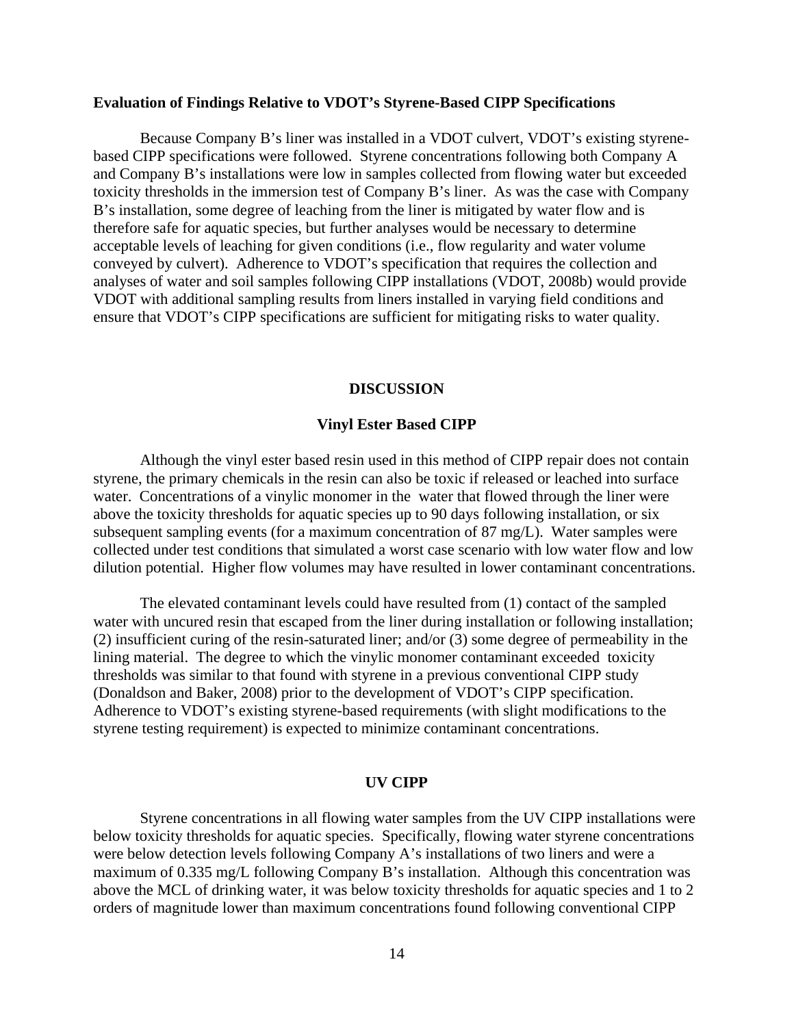### Evaluation of Findings Relative to VDOT's Styrene-Based CIPP Specifications

Because Company B's liner was installed in a VDOT culvert, VDOT's existing styrene-based CIPP specifications were followed. Styrene concentrations following both Company A and Company B's installations were low in samples collected from flowing water but exceeded toxicity thresholds in the immersion test of Company B's liner. As was the case with Company B's installation, some degree of leaching from the liner is mitigated by water flow and is therefore safe for aquatic species, but further analyses would be necessary to determine acceptable levels of leaching for given conditions (i.e., flow regularity and water volume conveyed by culvert). Adherence to VDOT's specification that requires the collection and analyses of water and soil samples following CIPP installations (VDOT, 2008b) would provide VDOT with additional sampling results from liners installed in varying field conditions and ensure that VDOT's CIPP specifications are sufficient for mitigating risks to water quality.

## DISCUSSION

### Vinyl Ester Based CIPP

Although the vinyl ester based resin used in this method of CIPP repair does not contain styrene, the primary chemicals in the resin can also be toxic if released or leached into surface water. Concentrations of a vinylic monomer in the water that flowed through the liner were above the toxicity thresholds for aquatic species up to 90 days following installation, or six subsequent sampling events (for a maximum concentration of 87 mg/L). Water samples were collected under test conditions that simulated a worst case scenario with low water flow and low dilution potential. Higher flow volumes may have resulted in lower contaminant concentrations.

The elevated contaminant levels could have resulted from (1) contact of the sampled water with uncured resin that escaped from the liner during installation or following installation; (2) insufficient curing of the resin-saturated liner; and/or (3) some degree of permeability in the lining material. The degree to which the vinylic monomer contaminant exceeded toxicity thresholds was similar to that found with styrene in a previous conventional CIPP study (Donaldson and Baker, 2008) prior to the development of VDOT's CIPP specification. Adherence to VDOT's existing styrene-based requirements (with slight modifications to the styrene testing requirement) is expected to minimize contaminant concentrations.

### UV CIPP

Styrene concentrations in all flowing water samples from the UV CIPP installations were below toxicity thresholds for aquatic species. Specifically, flowing water styrene concentrations were below detection levels following Company A's installations of two liners and were a maximum of 0.335 mg/L following Company B's installation. Although this concentration was above the MCL of drinking water, it was below toxicity thresholds for aquatic species and 1 to 2 orders of magnitude lower than maximum concentrations found following conventional CIPP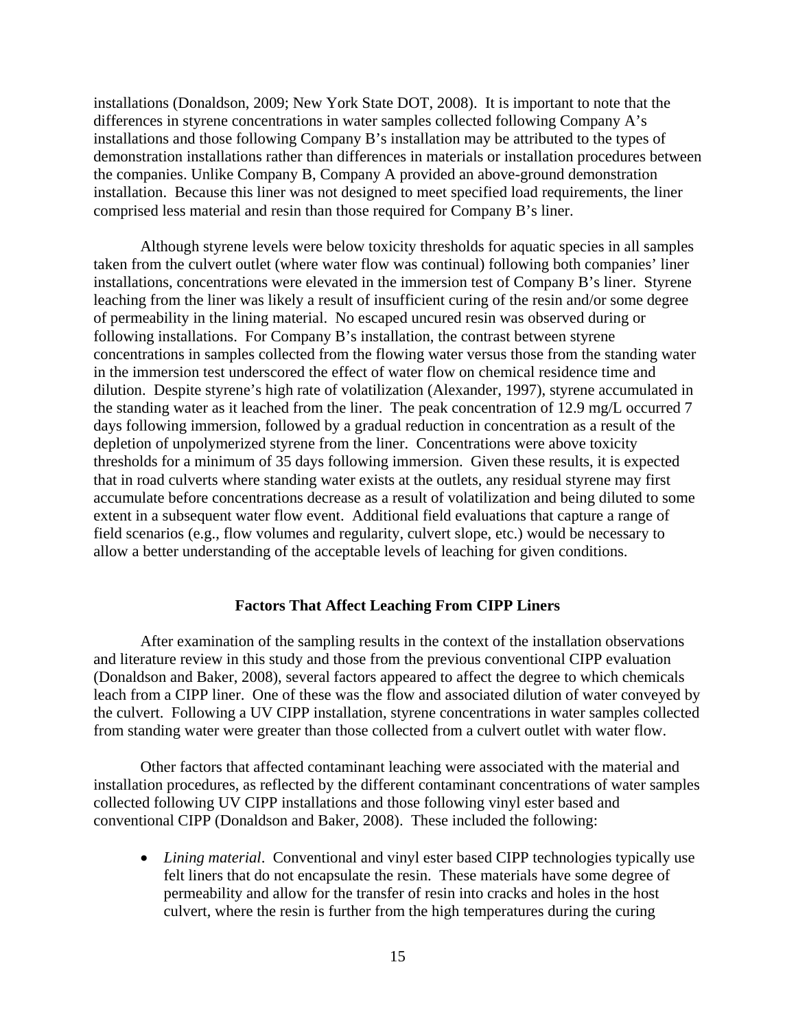installations (Donaldson, 2009; New York State DOT, 2008). It is important to note that the differences in styrene concentrations in water samples collected following Company A's installations and those following Company B's installation may be attributed to the types of demonstration installations rather than differences in materials or installation procedures between the companies. Unlike Company B, Company A provided an above-ground demonstration installation. Because this liner was not designed to meet specified load requirements, the liner comprised less material and resin than those required for Company B's liner.

Although styrene levels were below toxicity thresholds for aquatic species in all samples taken from the culvert outlet (where water flow was continual) following both companies' liner installations, concentrations were elevated in the immersion test of Company B's liner. Styrene leaching from the liner was likely a result of insufficient curing of the resin and/or some degree of permeability in the lining material. No escaped uncured resin was observed during or following installations. For Company B's installation, the contrast between styrene concentrations in samples collected from the flowing water versus those from the standing water in the immersion test underscored the effect of water flow on chemical residence time and dilution. Despite styrene's high rate of volatilization (Alexander, 1997), styrene accumulated in the standing water as it leached from the liner. The peak concentration of 12.9 mg/L occurred 7 days following immersion, followed by a gradual reduction in concentration as a result of the depletion of unpolymerized styrene from the liner. Concentrations were above toxicity thresholds for a minimum of 35 days following immersion. Given these results, it is expected that in road culverts where standing water exists at the outlets, any residual styrene may first accumulate before concentrations decrease as a result of volatilization and being diluted to some extent in a subsequent water flow event. Additional field evaluations that capture a range of field scenarios (e.g., flow volumes and regularity, culvert slope, etc.) would be necessary to allow a better understanding of the acceptable levels of leaching for given conditions.

## Factors That Affect Leaching From CIPP Liners

After examination of the sampling results in the context of the installation observations and literature review in this study and those from the previous conventional CIPP evaluation (Donaldson and Baker, 2008), several factors appeared to affect the degree to which chemicals leach from a CIPP liner. One of these was the flow and associated dilution of water conveyed by the culvert. Following a UV CIPP installation, styrene concentrations in water samples collected from standing water were greater than those collected from a culvert outlet with water flow.

Other factors that affected contaminant leaching were associated with the material and installation procedures, as reflected by the different contaminant concentrations of water samples collected following UV CIPP installations and those following vinyl ester based and conventional CIPP (Donaldson and Baker, 2008). These included the following:

- *Lining material*. Conventional and vinyl ester based CIPP technologies typically use felt liners that do not encapsulate the resin. These materials have some degree of permeability and allow for the transfer of resin into cracks and holes in the host culvert, where the resin is further from the high temperatures during the curing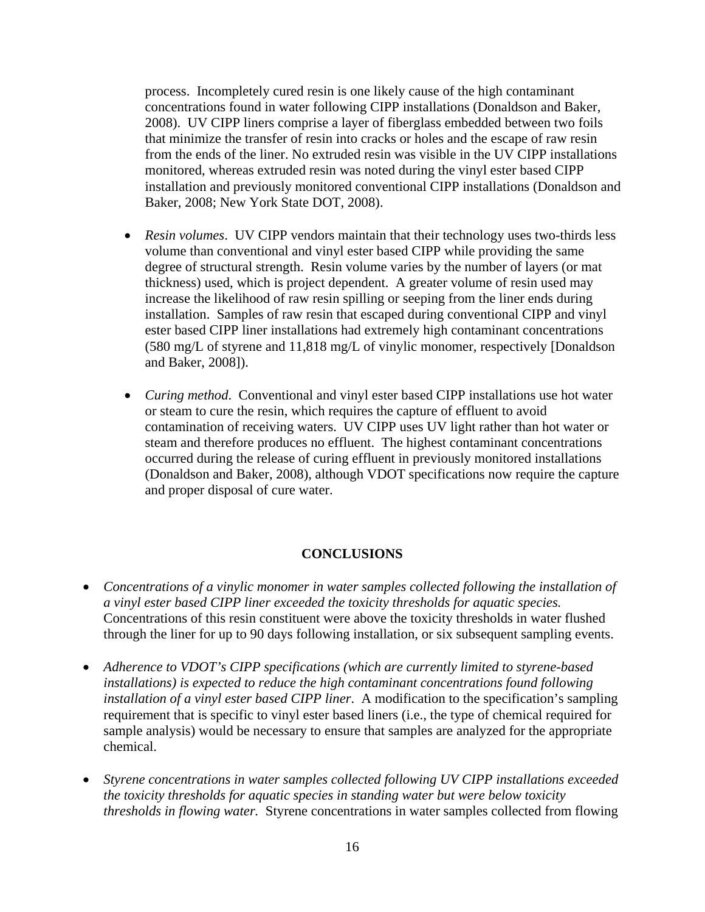process. Incompletely cured resin is one likely cause of the high contaminant concentrations found in water following CIPP installations (Donaldson and Baker, 2008). UV CIPP liners comprise a layer of fiberglass embedded between two foils that minimize the transfer of resin into cracks or holes and the escape of raw resin from the ends of the liner. No extruded resin was visible in the UV CIPP installations monitored, whereas extruded resin was noted during the vinyl ester based CIPP installation and previously monitored conventional CIPP installations (Donaldson and Baker, 2008; New York State DOT, 2008).

- *Resin volumes*. UV CIPP vendors maintain that their technology uses two-thirds less volume than conventional and vinyl ester based CIPP while providing the same degree of structural strength. Resin volume varies by the number of layers (or mat thickness) used, which is project dependent. A greater volume of resin used may increase the likelihood of raw resin spilling or seeping from the liner ends during installation. Samples of raw resin that escaped during conventional CIPP and vinyl ester based CIPP liner installations had extremely high contaminant concentrations (580 mg/L of styrene and 11,818 mg/L of vinylic monomer, respectively [Donaldson and Baker, 2008]).

- *Curing method*. Conventional and vinyl ester based CIPP installations use hot water or steam to cure the resin, which requires the capture of effluent to avoid contamination of receiving waters. UV CIPP uses UV light rather than hot water or steam and therefore produces no effluent. The highest contaminant concentrations occurred during the release of curing effluent in previously monitored installations (Donaldson and Baker, 2008), although VDOT specifications now require the capture and proper disposal of cure water.

## CONCLUSIONS

- *Concentrations of a vinylic monomer in water samples collected following the installation of a vinyl ester based CIPP liner exceeded the toxicity thresholds for aquatic species.* Concentrations of this resin constituent were above the toxicity thresholds in water flushed through the liner for up to 90 days following installation, or six subsequent sampling events.

- *Adherence to VDOT's CIPP specifications (which are currently limited to styrene-based installations) is expected to reduce the high contaminant concentrations found following installation of a vinyl ester based CIPP liner.* A modification to the specification's sampling requirement that is specific to vinyl ester based liners (i.e., the type of chemical required for sample analysis) would be necessary to ensure that samples are analyzed for the appropriate chemical.

- *Styrene concentrations in water samples collected following UV CIPP installations exceeded the toxicity thresholds for aquatic species in standing water but were below toxicity thresholds in flowing water.* Styrene concentrations in water samples collected from flowing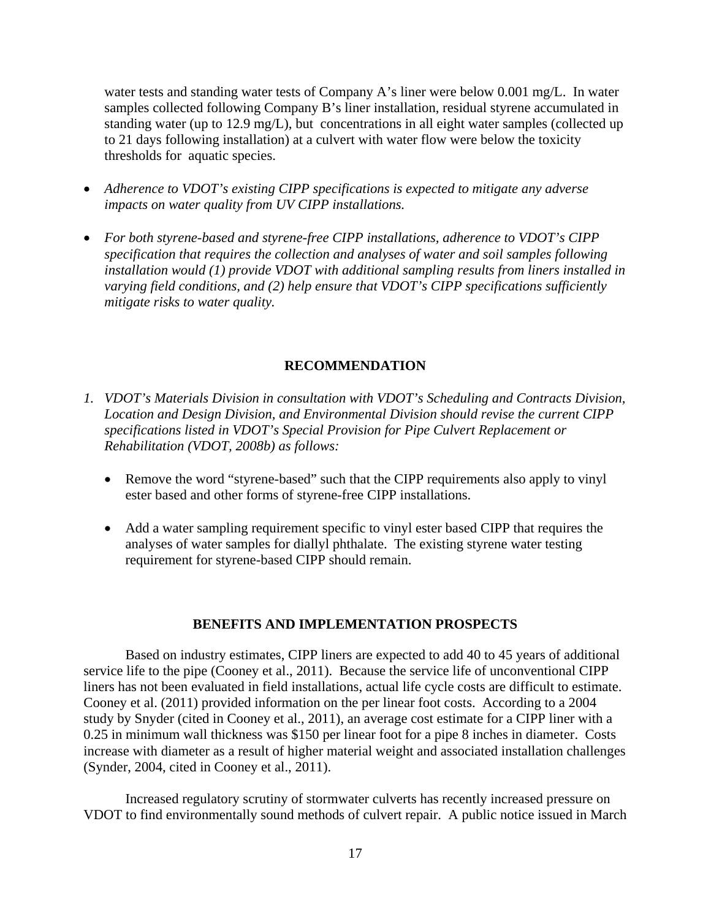water tests and standing water tests of Company A's liner were below 0.001 mg/L. In water samples collected following Company B's liner installation, residual styrene accumulated in standing water (up to 12.9 mg/L), but concentrations in all eight water samples (collected up to 21 days following installation) at a culvert with water flow were below the toxicity thresholds for aquatic species.

- *Adherence to VDOT's existing CIPP specifications is expected to mitigate any adverse impacts on water quality from UV CIPP installations.*

- *For both styrene-based and styrene-free CIPP installations, adherence to VDOT's CIPP specification that requires the collection and analyses of water and soil samples following installation would (1) provide VDOT with additional sampling results from liners installed in varying field conditions, and (2) help ensure that VDOT's CIPP specifications sufficiently mitigate risks to water quality.*

## RECOMMENDATION

1. *VDOT's Materials Division in consultation with VDOT's Scheduling and Contracts Division, Location and Design Division, and Environmental Division should revise the current CIPP specifications listed in VDOT's Special Provision for Pipe Culvert Replacement or Rehabilitation (VDOT, 2008b) as follows:*

   - Remove the word "styrene-based" such that the CIPP requirements also apply to vinyl ester based and other forms of styrene-free CIPP installations.

   - Add a water sampling requirement specific to vinyl ester based CIPP that requires the analyses of water samples for diallyl phthalate. The existing styrene water testing requirement for styrene-based CIPP should remain.

## BENEFITS AND IMPLEMENTATION PROSPECTS

Based on industry estimates, CIPP liners are expected to add 40 to 45 years of additional service life to the pipe (Cooney et al., 2011). Because the service life of unconventional CIPP liners has not been evaluated in field installations, actual life cycle costs are difficult to estimate. Cooney et al. (2011) provided information on the per linear foot costs. According to a 2004 study by Snyder (cited in Cooney et al., 2011), an average cost estimate for a CIPP liner with a 0.25 in minimum wall thickness was $150 per linear foot for a pipe 8 inches in diameter. Costs increase with diameter as a result of higher material weight and associated installation challenges (Synder, 2004, cited in Cooney et al., 2011).

Increased regulatory scrutiny of stormwater culverts has recently increased pressure on VDOT to find environmentally sound methods of culvert repair. A public notice issued in March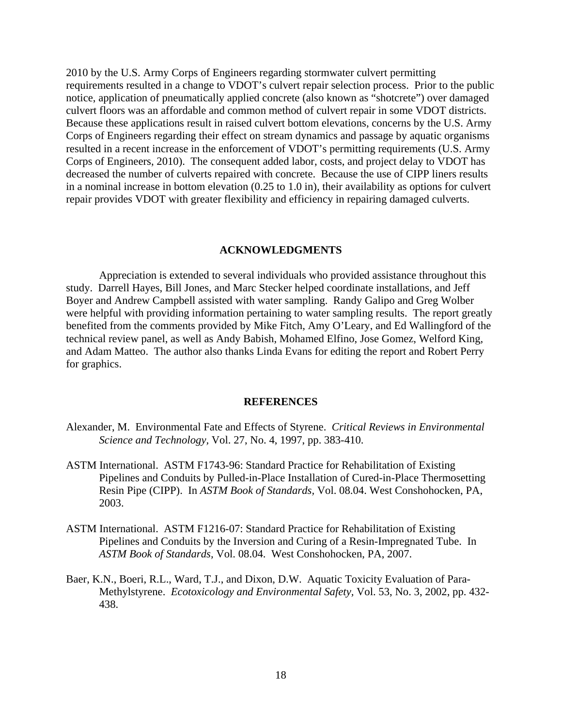2010 by the U.S. Army Corps of Engineers regarding stormwater culvert permitting requirements resulted in a change to VDOT's culvert repair selection process. Prior to the public notice, application of pneumatically applied concrete (also known as "shotcrete") over damaged culvert floors was an affordable and common method of culvert repair in some VDOT districts. Because these applications result in raised culvert bottom elevations, concerns by the U.S. Army Corps of Engineers regarding their effect on stream dynamics and passage by aquatic organisms resulted in a recent increase in the enforcement of VDOT's permitting requirements (U.S. Army Corps of Engineers, 2010). The consequent added labor, costs, and project delay to VDOT has decreased the number of culverts repaired with concrete. Because the use of CIPP liners results in a nominal increase in bottom elevation (0.25 to 1.0 in), their availability as options for culvert repair provides VDOT with greater flexibility and efficiency in repairing damaged culverts.

## ACKNOWLEDGMENTS

Appreciation is extended to several individuals who provided assistance throughout this study. Darrell Hayes, Bill Jones, and Marc Stecker helped coordinate installations, and Jeff Boyer and Andrew Campbell assisted with water sampling. Randy Galipo and Greg Wolber were helpful with providing information pertaining to water sampling results. The report greatly benefited from the comments provided by Mike Fitch, Amy O'Leary, and Ed Wallingford of the technical review panel, as well as Andy Babish, Mohamed Elfino, Jose Gomez, Welford King, and Adam Matteo. The author also thanks Linda Evans for editing the report and Robert Perry for graphics.

## REFERENCES

Alexander, M. Environmental Fate and Effects of Styrene. *Critical Reviews in Environmental Science and Technology,* Vol. 27, No. 4, 1997, pp. 383-410.

ASTM International. ASTM F1743-96: Standard Practice for Rehabilitation of Existing Pipelines and Conduits by Pulled-in-Place Installation of Cured-in-Place Thermosetting Resin Pipe (CIPP). In *ASTM Book of Standards,* Vol. 08.04. West Conshohocken, PA, 2003.

ASTM International. ASTM F1216-07: Standard Practice for Rehabilitation of Existing Pipelines and Conduits by the Inversion and Curing of a Resin-Impregnated Tube. In *ASTM Book of Standards,* Vol. 08.04. West Conshohocken, PA, 2007.

Baer, K.N., Boeri, R.L., Ward, T.J., and Dixon, D.W. Aquatic Toxicity Evaluation of Para-Methylstyrene. *Ecotoxicology and Environmental Safety,* Vol. 53, No. 3, 2002, pp. 432-438.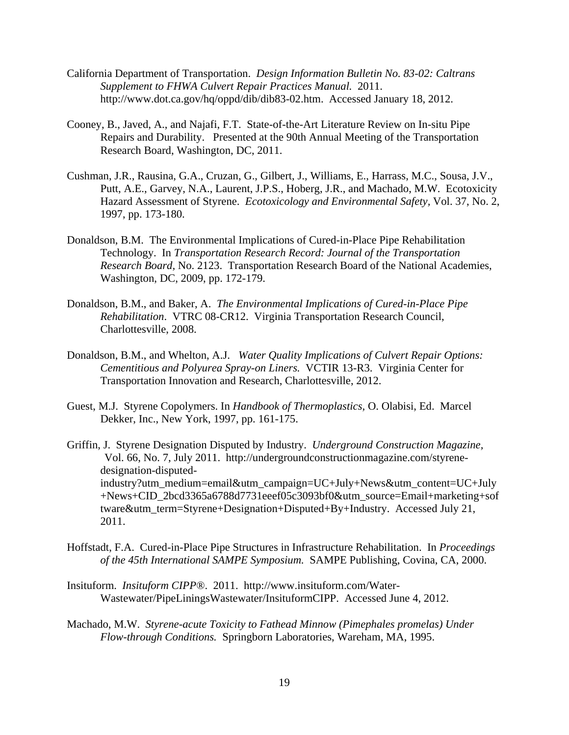California Department of Transportation. *Design Information Bulletin No. 83-02: Caltrans Supplement to FHWA Culvert Repair Practices Manual.* 2011. http://www.dot.ca.gov/hq/oppd/dib/dib83-02.htm. Accessed January 18, 2012.

Cooney, B., Javed, A., and Najafi, F.T. State-of-the-Art Literature Review on In-situ Pipe Repairs and Durability. Presented at the 90th Annual Meeting of the Transportation Research Board, Washington, DC, 2011.

Cushman, J.R., Rausina, G.A., Cruzan, G., Gilbert, J., Williams, E., Harrass, M.C., Sousa, J.V., Putt, A.E., Garvey, N.A., Laurent, J.P.S., Hoberg, J.R., and Machado, M.W. Ecotoxicity Hazard Assessment of Styrene. *Ecotoxicology and Environmental Safety*, Vol. 37, No. 2, 1997, pp. 173-180.

Donaldson, B.M. The Environmental Implications of Cured-in-Place Pipe Rehabilitation Technology. In *Transportation Research Record: Journal of the Transportation Research Board*, No. 2123. Transportation Research Board of the National Academies, Washington, DC, 2009, pp. 172-179.

Donaldson, B.M., and Baker, A. *The Environmental Implications of Cured-in-Place Pipe Rehabilitation*. VTRC 08-CR12. Virginia Transportation Research Council, Charlottesville, 2008.

Donaldson, B.M., and Whelton, A.J. *Water Quality Implications of Culvert Repair Options: Cementitious and Polyurea Spray-on Liners.* VCTIR 13-R3. Virginia Center for Transportation Innovation and Research, Charlottesville, 2012.

Guest, M.J. Styrene Copolymers. In *Handbook of Thermoplastics*, O. Olabisi, Ed. Marcel Dekker, Inc., New York, 1997, pp. 161-175.

Griffin, J. Styrene Designation Disputed by Industry. *Underground Construction Magazine*, Vol. 66, No. 7, July 2011. http://undergroundconstructionmagazine.com/styrene-designation-disputed-industry?utm_medium=email&utm_campaign=UC+July+News&utm_content=UC+July+News+CID_2bcd3365a6788d7731eeef05c3093bf0&utm_source=Email+marketing+software&utm_term=Styrene+Designation+Disputed+By+Industry. Accessed July 21, 2011.

Hoffstadt, F.A. Cured-in-Place Pipe Structures in Infrastructure Rehabilitation. In *Proceedings of the 45th International SAMPE Symposium.* SAMPE Publishing, Covina, CA, 2000.

Insituform. *Insituform CIPP®*. 2011. http://www.insituform.com/Water-Wastewater/PipeLiningsWastewater/InsituformCIPP. Accessed June 4, 2012.

Machado, M.W. *Styrene-acute Toxicity to Fathead Minnow (Pimephales promelas) Under Flow-through Conditions.* Springborn Laboratories, Wareham, MA, 1995.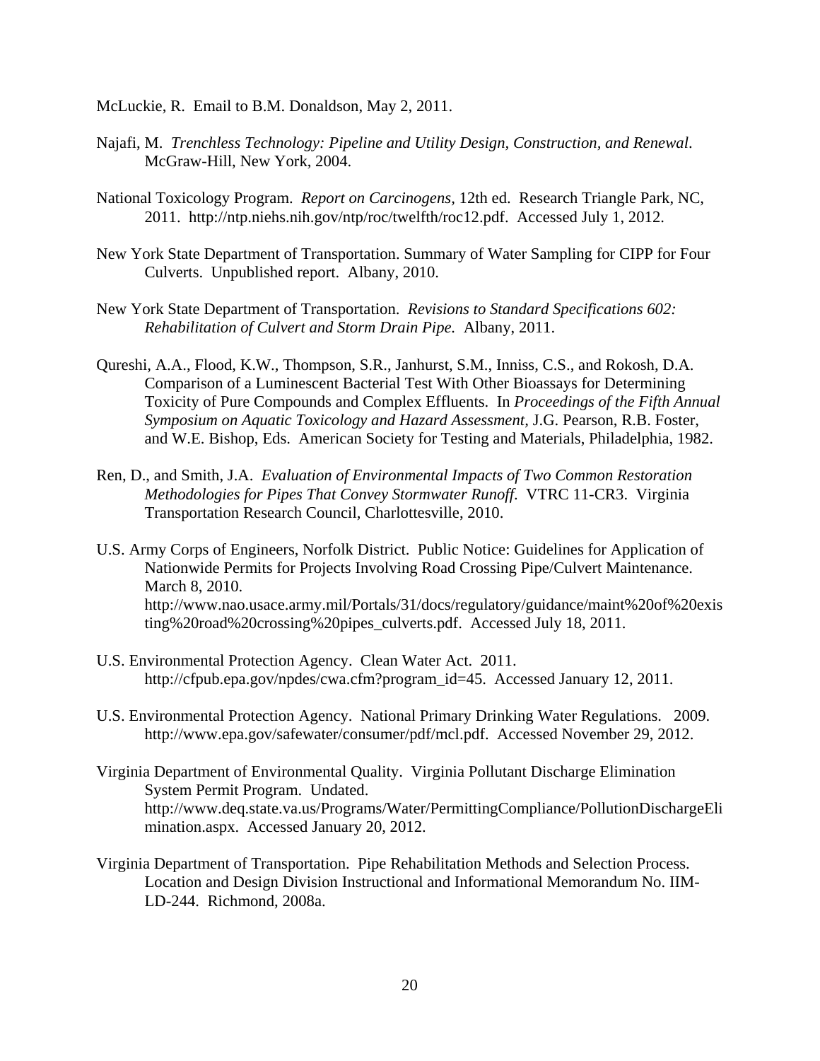McLuckie, R. Email to B.M. Donaldson, May 2, 2011.

Najafi, M. *Trenchless Technology: Pipeline and Utility Design, Construction, and Renewal*. McGraw-Hill, New York, 2004.

National Toxicology Program. *Report on Carcinogens*, 12th ed. Research Triangle Park, NC, 2011. http://ntp.niehs.nih.gov/ntp/roc/twelfth/roc12.pdf. Accessed July 1, 2012.

New York State Department of Transportation. Summary of Water Sampling for CIPP for Four Culverts. Unpublished report. Albany, 2010.

New York State Department of Transportation. *Revisions to Standard Specifications 602: Rehabilitation of Culvert and Storm Drain Pipe.* Albany, 2011.

Qureshi, A.A., Flood, K.W., Thompson, S.R., Janhurst, S.M., Inniss, C.S., and Rokosh, D.A. Comparison of a Luminescent Bacterial Test With Other Bioassays for Determining Toxicity of Pure Compounds and Complex Effluents. In *Proceedings of the Fifth Annual Symposium on Aquatic Toxicology and Hazard Assessment*, J.G. Pearson, R.B. Foster, and W.E. Bishop, Eds. American Society for Testing and Materials, Philadelphia, 1982.

Ren, D., and Smith, J.A. *Evaluation of Environmental Impacts of Two Common Restoration Methodologies for Pipes That Convey Stormwater Runoff.* VTRC 11-CR3. Virginia Transportation Research Council, Charlottesville, 2010.

U.S. Army Corps of Engineers, Norfolk District. Public Notice: Guidelines for Application of Nationwide Permits for Projects Involving Road Crossing Pipe/Culvert Maintenance. March 8, 2010. http://www.nao.usace.army.mil/Portals/31/docs/regulatory/guidance/maint%20of%20existing%20road%20crossing%20pipes_culverts.pdf. Accessed July 18, 2011.

U.S. Environmental Protection Agency. Clean Water Act. 2011. http://cfpub.epa.gov/npdes/cwa.cfm?program_id=45. Accessed January 12, 2011.

U.S. Environmental Protection Agency. National Primary Drinking Water Regulations. 2009. http://www.epa.gov/safewater/consumer/pdf/mcl.pdf. Accessed November 29, 2012.

Virginia Department of Environmental Quality. Virginia Pollutant Discharge Elimination System Permit Program. Undated. http://www.deq.state.va.us/Programs/Water/PermittingCompliance/PollutionDischargeElimination.aspx. Accessed January 20, 2012.

Virginia Department of Transportation. Pipe Rehabilitation Methods and Selection Process. Location and Design Division Instructional and Informational Memorandum No. IIM-LD-244. Richmond, 2008a.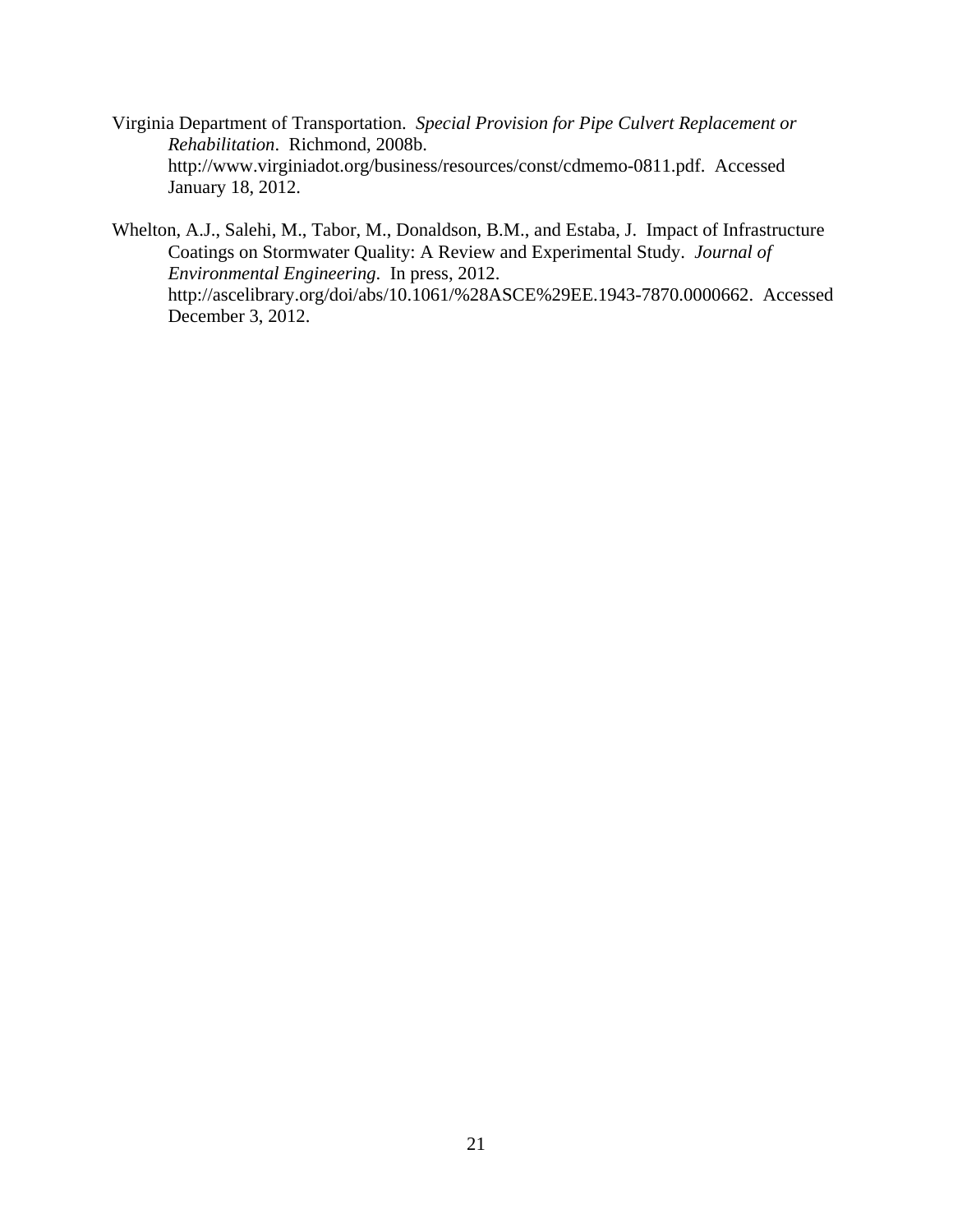Virginia Department of Transportation. *Special Provision for Pipe Culvert Replacement or Rehabilitation*. Richmond, 2008b. http://www.virginiadot.org/business/resources/const/cdmemo-0811.pdf. Accessed January 18, 2012.

Whelton, A.J., Salehi, M., Tabor, M., Donaldson, B.M., and Estaba, J. Impact of Infrastructure Coatings on Stormwater Quality: A Review and Experimental Study. *Journal of Environmental Engineering*. In press, 2012. http://ascelibrary.org/doi/abs/10.1061/%28ASCE%29EE.1943-7870.0000662. Accessed December 3, 2012.